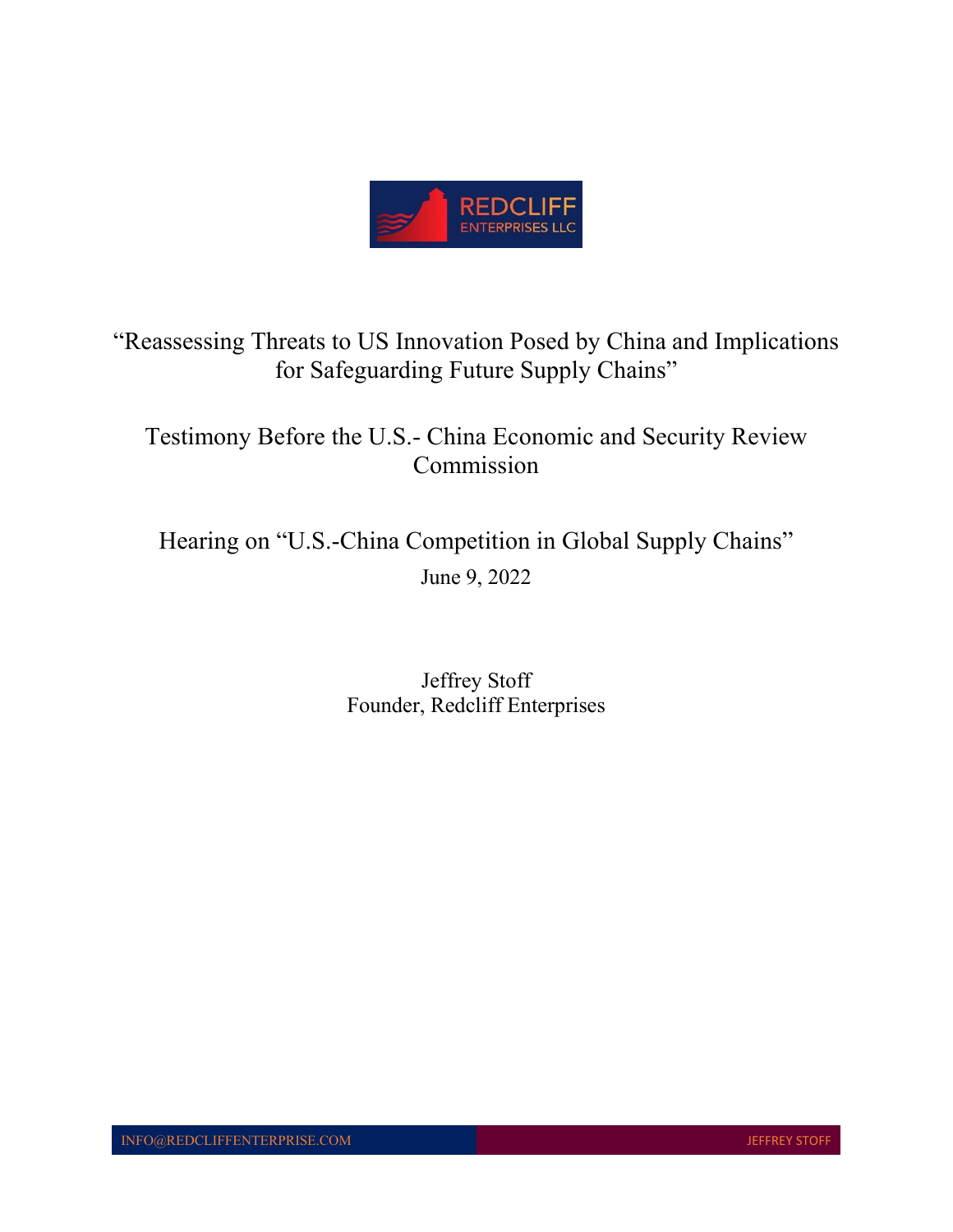"Reassessing Threats to US Innovation Posed by China and Implications for Safeguarding Future Supply Chains"

Testimony Before the U.S.- China Economic and Security Review Commission

Hearing on "U.S.-China Competition in Global Supply Chains"

June 9, 2022

Jeffrey Stoff
Founder, Redcliff Enterprises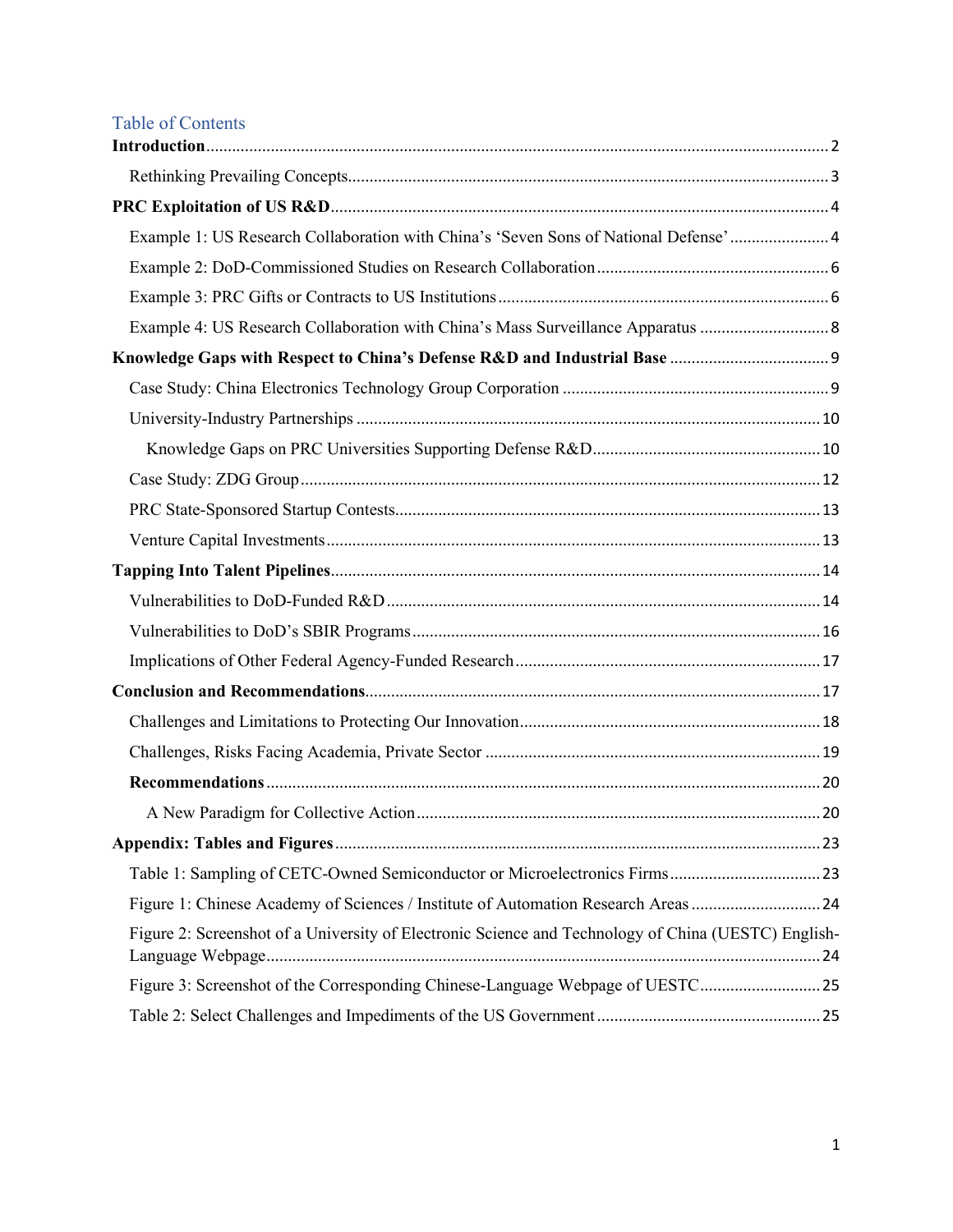# Table of Contents

**Introduction** .......... 2

- Rethinking Prevailing Concepts .......... 3

**PRC Exploitation of US R&D** .......... 4

- Example 1: US Research Collaboration with China's 'Seven Sons of National Defense' .......... 4
- Example 2: DoD-Commissioned Studies on Research Collaboration .......... 6
- Example 3: PRC Gifts or Contracts to US Institutions .......... 6
- Example 4: US Research Collaboration with China's Mass Surveillance Apparatus .......... 8

**Knowledge Gaps with Respect to China's Defense R&D and Industrial Base** .......... 9

- Case Study: China Electronics Technology Group Corporation .......... 9
- University-Industry Partnerships .......... 10
  - Knowledge Gaps on PRC Universities Supporting Defense R&D .......... 10
- Case Study: ZDG Group .......... 12
- PRC State-Sponsored Startup Contests .......... 13
- Venture Capital Investments .......... 13

**Tapping Into Talent Pipelines** .......... 14

- Vulnerabilities to DoD-Funded R&D .......... 14
- Vulnerabilities to DoD's SBIR Programs .......... 16
- Implications of Other Federal Agency-Funded Research .......... 17

**Conclusion and Recommendations** .......... 17

- Challenges and Limitations to Protecting Our Innovation .......... 18
- Challenges, Risks Facing Academia, Private Sector .......... 19
- **Recommendations** .......... 20
  - A New Paradigm for Collective Action .......... 20

**Appendix: Tables and Figures** .......... 23

- Table 1: Sampling of CETC-Owned Semiconductor or Microelectronics Firms .......... 23
- Figure 1: Chinese Academy of Sciences / Institute of Automation Research Areas .......... 24
- Figure 2: Screenshot of a University of Electronic Science and Technology of China (UESTC) English-Language Webpage .......... 24
- Figure 3: Screenshot of the Corresponding Chinese-Language Webpage of UESTC .......... 25
- Table 2: Select Challenges and Impediments of the US Government .......... 25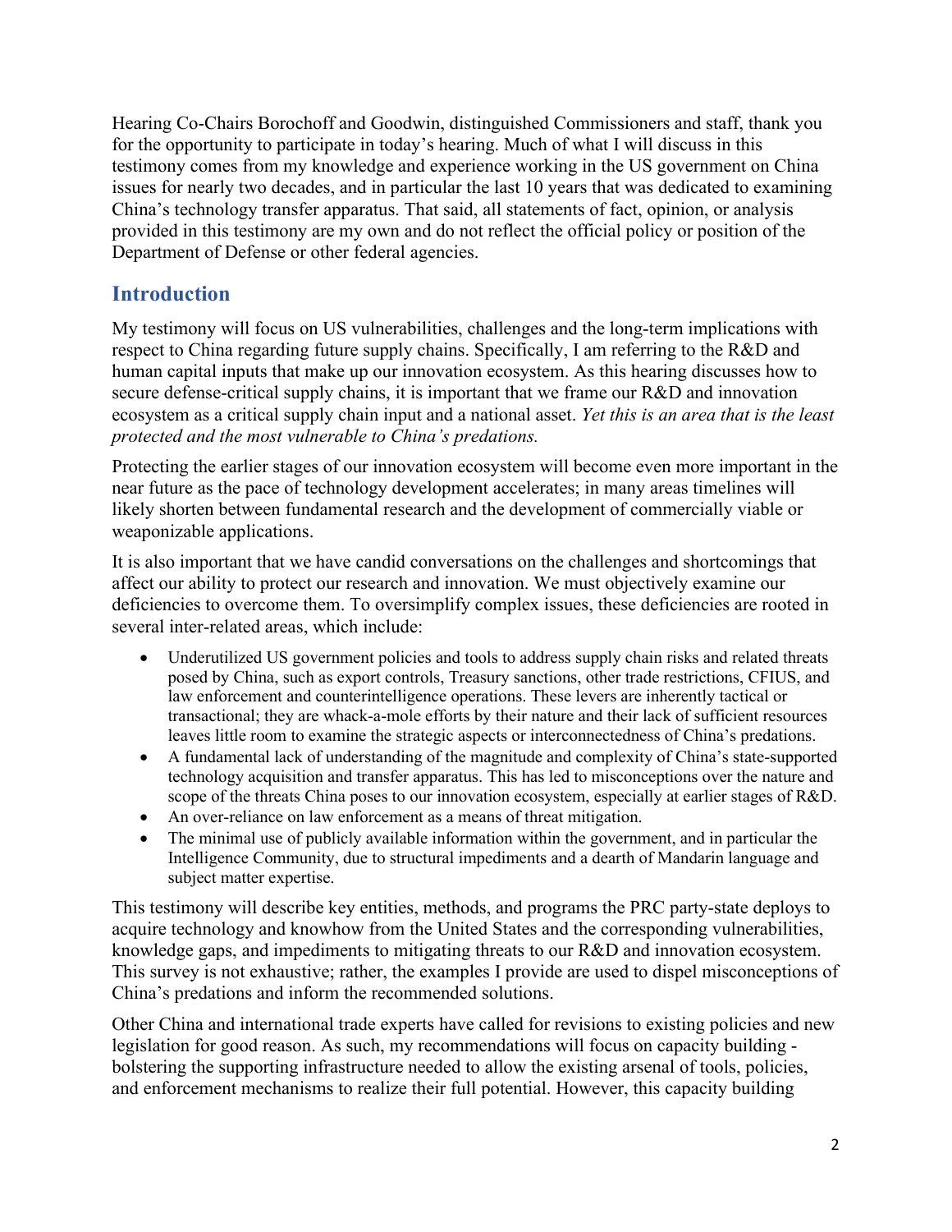Hearing Co-Chairs Borochoff and Goodwin, distinguished Commissioners and staff, thank you for the opportunity to participate in today's hearing. Much of what I will discuss in this testimony comes from my knowledge and experience working in the US government on China issues for nearly two decades, and in particular the last 10 years that was dedicated to examining China's technology transfer apparatus. That said, all statements of fact, opinion, or analysis provided in this testimony are my own and do not reflect the official policy or position of the Department of Defense or other federal agencies.

## Introduction

My testimony will focus on US vulnerabilities, challenges and the long-term implications with respect to China regarding future supply chains. Specifically, I am referring to the R&D and human capital inputs that make up our innovation ecosystem. As this hearing discusses how to secure defense-critical supply chains, it is important that we frame our R&D and innovation ecosystem as a critical supply chain input and a national asset. *Yet this is an area that is the least protected and the most vulnerable to China's predations.*

Protecting the earlier stages of our innovation ecosystem will become even more important in the near future as the pace of technology development accelerates; in many areas timelines will likely shorten between fundamental research and the development of commercially viable or weaponizable applications.

It is also important that we have candid conversations on the challenges and shortcomings that affect our ability to protect our research and innovation. We must objectively examine our deficiencies to overcome them. To oversimplify complex issues, these deficiencies are rooted in several inter-related areas, which include:

- Underutilized US government policies and tools to address supply chain risks and related threats posed by China, such as export controls, Treasury sanctions, other trade restrictions, CFIUS, and law enforcement and counterintelligence operations. These levers are inherently tactical or transactional; they are whack-a-mole efforts by their nature and their lack of sufficient resources leaves little room to examine the strategic aspects or interconnectedness of China's predations.
- A fundamental lack of understanding of the magnitude and complexity of China's state-supported technology acquisition and transfer apparatus. This has led to misconceptions over the nature and scope of the threats China poses to our innovation ecosystem, especially at earlier stages of R&D.
- An over-reliance on law enforcement as a means of threat mitigation.
- The minimal use of publicly available information within the government, and in particular the Intelligence Community, due to structural impediments and a dearth of Mandarin language and subject matter expertise.

This testimony will describe key entities, methods, and programs the PRC party-state deploys to acquire technology and knowhow from the United States and the corresponding vulnerabilities, knowledge gaps, and impediments to mitigating threats to our R&D and innovation ecosystem. This survey is not exhaustive; rather, the examples I provide are used to dispel misconceptions of China's predations and inform the recommended solutions.

Other China and international trade experts have called for revisions to existing policies and new legislation for good reason. As such, my recommendations will focus on capacity building - bolstering the supporting infrastructure needed to allow the existing arsenal of tools, policies, and enforcement mechanisms to realize their full potential. However, this capacity building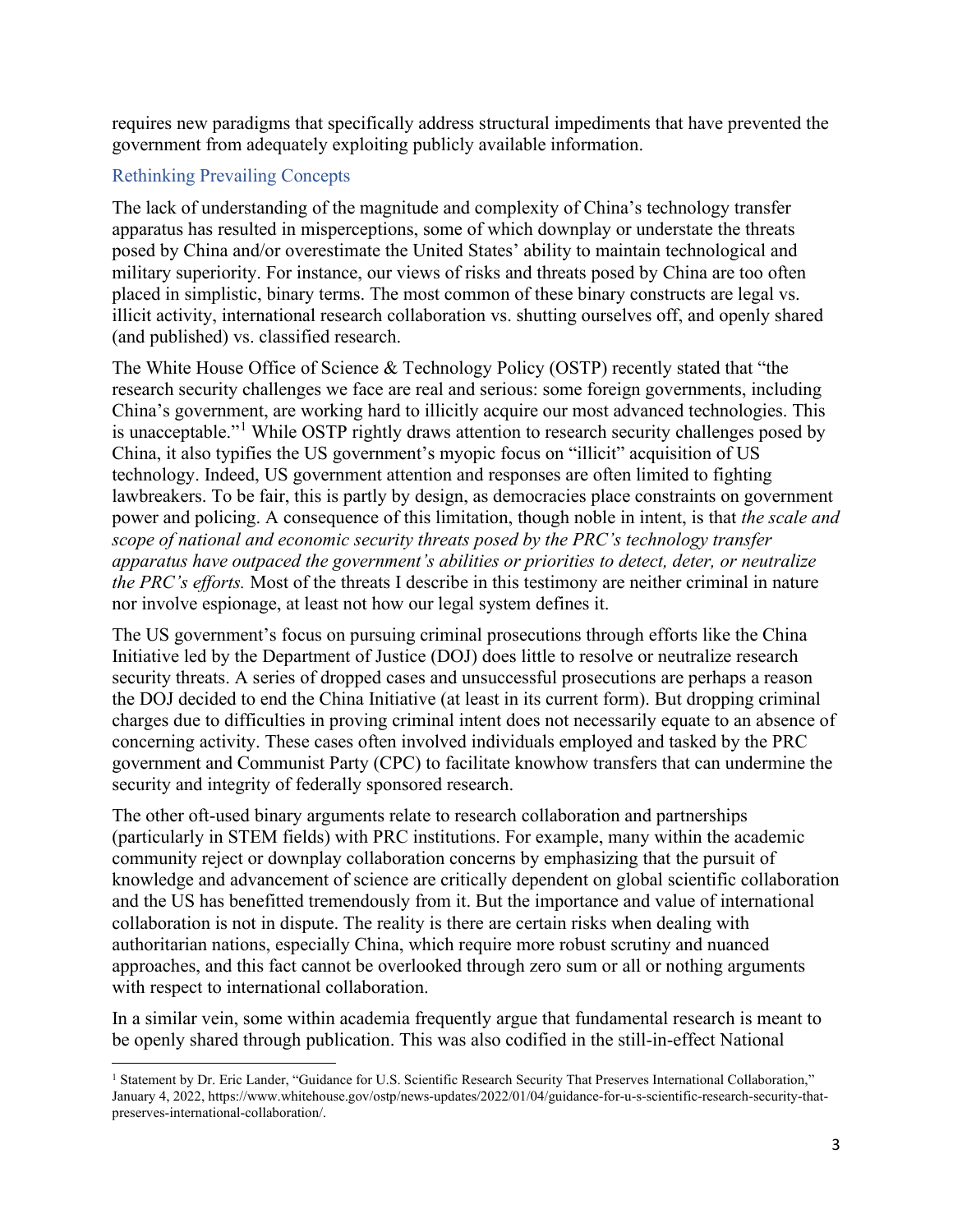requires new paradigms that specifically address structural impediments that have prevented the government from adequately exploiting publicly available information.

## Rethinking Prevailing Concepts

The lack of understanding of the magnitude and complexity of China's technology transfer apparatus has resulted in misperceptions, some of which downplay or understate the threats posed by China and/or overestimate the United States' ability to maintain technological and military superiority. For instance, our views of risks and threats posed by China are too often placed in simplistic, binary terms. The most common of these binary constructs are legal vs. illicit activity, international research collaboration vs. shutting ourselves off, and openly shared (and published) vs. classified research.

The White House Office of Science & Technology Policy (OSTP) recently stated that "the research security challenges we face are real and serious: some foreign governments, including China's government, are working hard to illicitly acquire our most advanced technologies. This is unacceptable."[1] While OSTP rightly draws attention to research security challenges posed by China, it also typifies the US government's myopic focus on "illicit" acquisition of US technology. Indeed, US government attention and responses are often limited to fighting lawbreakers. To be fair, this is partly by design, as democracies place constraints on government power and policing. A consequence of this limitation, though noble in intent, is that *the scale and scope of national and economic security threats posed by the PRC's technology transfer apparatus have outpaced the government's abilities or priorities to detect, deter, or neutralize the PRC's efforts.* Most of the threats I describe in this testimony are neither criminal in nature nor involve espionage, at least not how our legal system defines it.

The US government's focus on pursuing criminal prosecutions through efforts like the China Initiative led by the Department of Justice (DOJ) does little to resolve or neutralize research security threats. A series of dropped cases and unsuccessful prosecutions are perhaps a reason the DOJ decided to end the China Initiative (at least in its current form). But dropping criminal charges due to difficulties in proving criminal intent does not necessarily equate to an absence of concerning activity. These cases often involved individuals employed and tasked by the PRC government and Communist Party (CPC) to facilitate knowhow transfers that can undermine the security and integrity of federally sponsored research.

The other oft-used binary arguments relate to research collaboration and partnerships (particularly in STEM fields) with PRC institutions. For example, many within the academic community reject or downplay collaboration concerns by emphasizing that the pursuit of knowledge and advancement of science are critically dependent on global scientific collaboration and the US has benefitted tremendously from it. But the importance and value of international collaboration is not in dispute. The reality is there are certain risks when dealing with authoritarian nations, especially China, which require more robust scrutiny and nuanced approaches, and this fact cannot be overlooked through zero sum or all or nothing arguments with respect to international collaboration.

In a similar vein, some within academia frequently argue that fundamental research is meant to be openly shared through publication. This was also codified in the still-in-effect National

---

[1] Statement by Dr. Eric Lander, "Guidance for U.S. Scientific Research Security That Preserves International Collaboration," January 4, 2022, https://www.whitehouse.gov/ostp/news-updates/2022/01/04/guidance-for-u-s-scientific-research-security-that-preserves-international-collaboration/.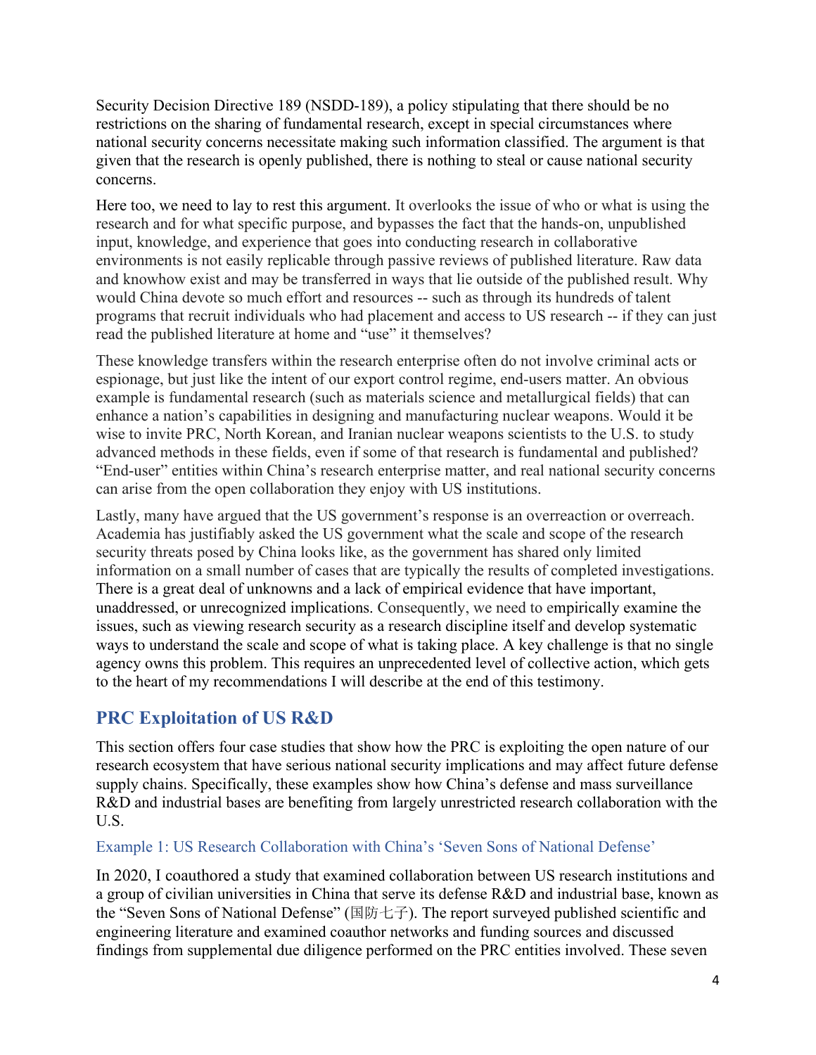Security Decision Directive 189 (NSDD-189), a policy stipulating that there should be no restrictions on the sharing of fundamental research, except in special circumstances where national security concerns necessitate making such information classified. The argument is that given that the research is openly published, there is nothing to steal or cause national security concerns.

Here too, we need to lay to rest this argument. It overlooks the issue of who or what is using the research and for what specific purpose, and bypasses the fact that the hands-on, unpublished input, knowledge, and experience that goes into conducting research in collaborative environments is not easily replicable through passive reviews of published literature. Raw data and knowhow exist and may be transferred in ways that lie outside of the published result. Why would China devote so much effort and resources -- such as through its hundreds of talent programs that recruit individuals who had placement and access to US research -- if they can just read the published literature at home and "use" it themselves?

These knowledge transfers within the research enterprise often do not involve criminal acts or espionage, but just like the intent of our export control regime, end-users matter. An obvious example is fundamental research (such as materials science and metallurgical fields) that can enhance a nation's capabilities in designing and manufacturing nuclear weapons. Would it be wise to invite PRC, North Korean, and Iranian nuclear weapons scientists to the U.S. to study advanced methods in these fields, even if some of that research is fundamental and published? "End-user" entities within China's research enterprise matter, and real national security concerns can arise from the open collaboration they enjoy with US institutions.

Lastly, many have argued that the US government's response is an overreaction or overreach. Academia has justifiably asked the US government what the scale and scope of the research security threats posed by China looks like, as the government has shared only limited information on a small number of cases that are typically the results of completed investigations. There is a great deal of unknowns and a lack of empirical evidence that have important, unaddressed, or unrecognized implications. Consequently, we need to empirically examine the issues, such as viewing research security as a research discipline itself and develop systematic ways to understand the scale and scope of what is taking place. A key challenge is that no single agency owns this problem. This requires an unprecedented level of collective action, which gets to the heart of my recommendations I will describe at the end of this testimony.

## PRC Exploitation of US R&D

This section offers four case studies that show how the PRC is exploiting the open nature of our research ecosystem that have serious national security implications and may affect future defense supply chains. Specifically, these examples show how China's defense and mass surveillance R&D and industrial bases are benefiting from largely unrestricted research collaboration with the U.S.

### Example 1: US Research Collaboration with China's 'Seven Sons of National Defense'

In 2020, I coauthored a study that examined collaboration between US research institutions and a group of civilian universities in China that serve its defense R&D and industrial base, known as the "Seven Sons of National Defense" (国防七子). The report surveyed published scientific and engineering literature and examined coauthor networks and funding sources and discussed findings from supplemental due diligence performed on the PRC entities involved. These seven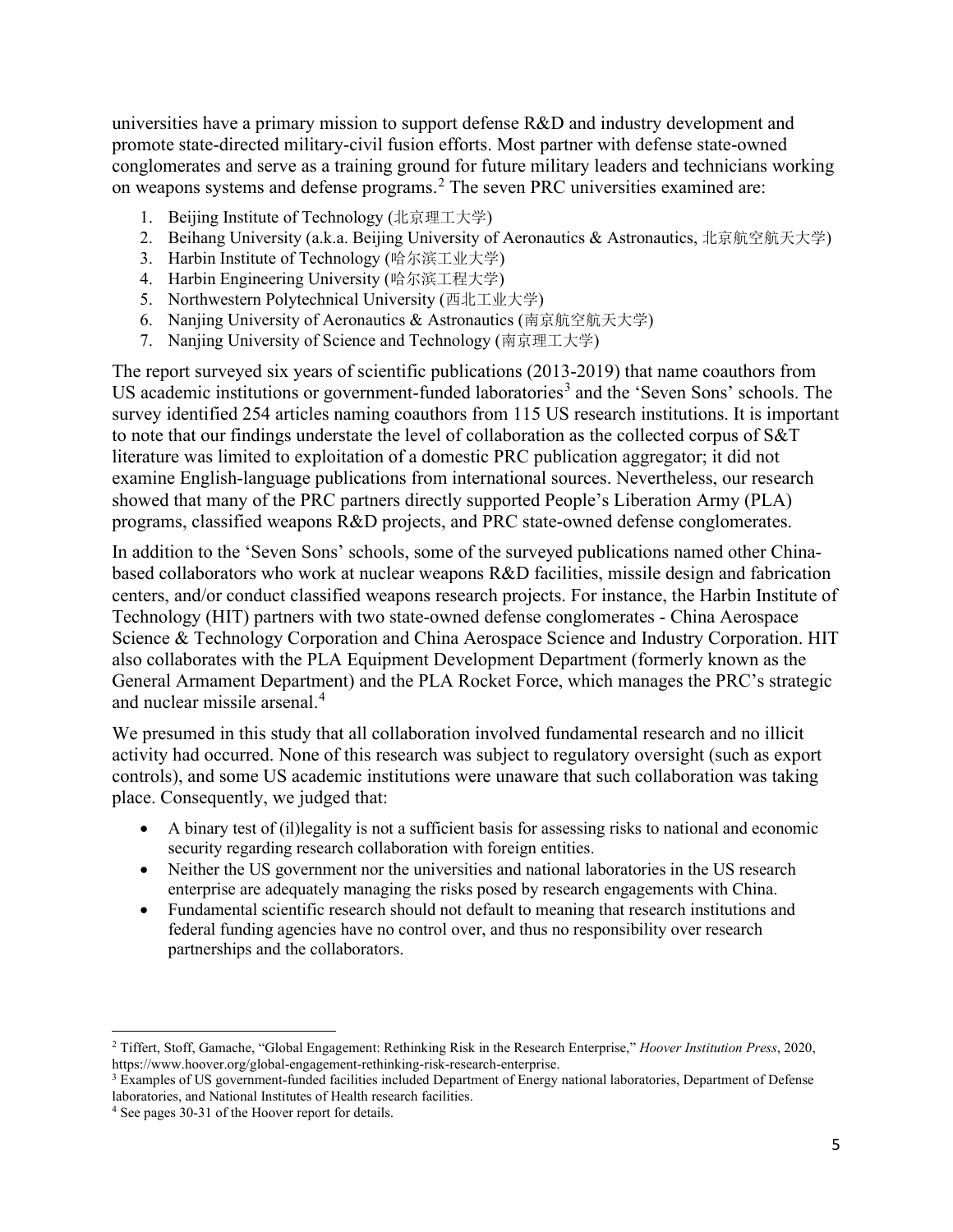universities have a primary mission to support defense R&D and industry development and promote state-directed military-civil fusion efforts. Most partner with defense state-owned conglomerates and serve as a training ground for future military leaders and technicians working on weapons systems and defense programs.[2] The seven PRC universities examined are:

1. Beijing Institute of Technology (北京理工大学)
2. Beihang University (a.k.a. Beijing University of Aeronautics & Astronautics, 北京航空航天大学)
3. Harbin Institute of Technology (哈尔滨工业大学)
4. Harbin Engineering University (哈尔滨工程大学)
5. Northwestern Polytechnical University (西北工业大学)
6. Nanjing University of Aeronautics & Astronautics (南京航空航天大学)
7. Nanjing University of Science and Technology (南京理工大学)

The report surveyed six years of scientific publications (2013-2019) that name coauthors from US academic institutions or government-funded laboratories[3] and the 'Seven Sons' schools. The survey identified 254 articles naming coauthors from 115 US research institutions. It is important to note that our findings understate the level of collaboration as the collected corpus of S&T literature was limited to exploitation of a domestic PRC publication aggregator; it did not examine English-language publications from international sources. Nevertheless, our research showed that many of the PRC partners directly supported People's Liberation Army (PLA) programs, classified weapons R&D projects, and PRC state-owned defense conglomerates.

In addition to the 'Seven Sons' schools, some of the surveyed publications named other China-based collaborators who work at nuclear weapons R&D facilities, missile design and fabrication centers, and/or conduct classified weapons research projects. For instance, the Harbin Institute of Technology (HIT) partners with two state-owned defense conglomerates - China Aerospace Science & Technology Corporation and China Aerospace Science and Industry Corporation. HIT also collaborates with the PLA Equipment Development Department (formerly known as the General Armament Department) and the PLA Rocket Force, which manages the PRC's strategic and nuclear missile arsenal.[4]

We presumed in this study that all collaboration involved fundamental research and no illicit activity had occurred. None of this research was subject to regulatory oversight (such as export controls), and some US academic institutions were unaware that such collaboration was taking place. Consequently, we judged that:

- A binary test of (il)legality is not a sufficient basis for assessing risks to national and economic security regarding research collaboration with foreign entities.
- Neither the US government nor the universities and national laboratories in the US research enterprise are adequately managing the risks posed by research engagements with China.
- Fundamental scientific research should not default to meaning that research institutions and federal funding agencies have no control over, and thus no responsibility over research partnerships and the collaborators.

---

[2] Tiffert, Stoff, Gamache, "Global Engagement: Rethinking Risk in the Research Enterprise," *Hoover Institution Press*, 2020, https://www.hoover.org/global-engagement-rethinking-risk-research-enterprise.

[3] Examples of US government-funded facilities included Department of Energy national laboratories, Department of Defense laboratories, and National Institutes of Health research facilities.

[4] See pages 30-31 of the Hoover report for details.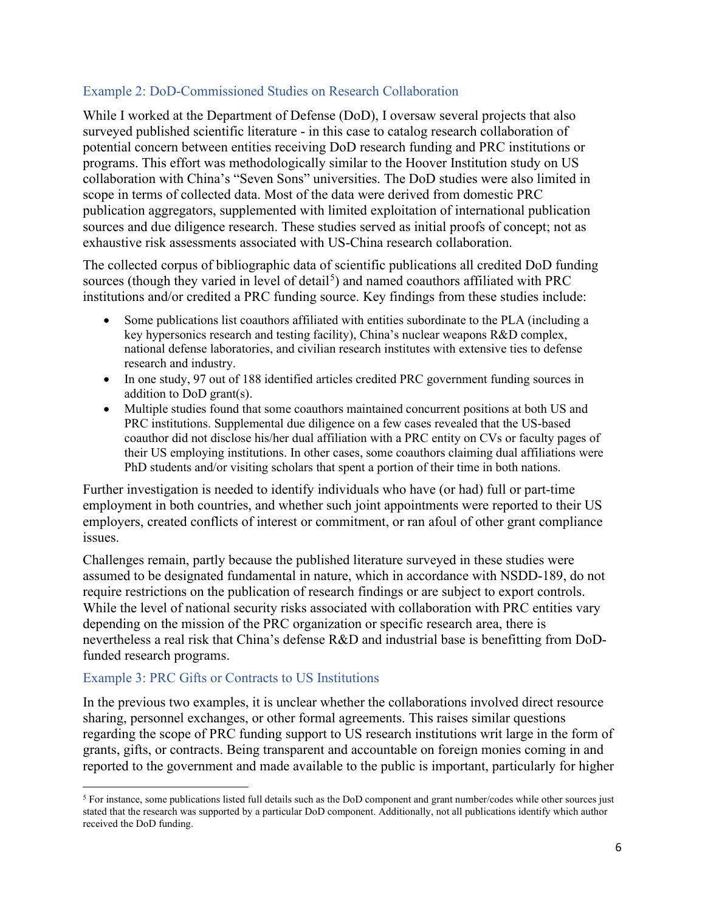### Example 2: DoD-Commissioned Studies on Research Collaboration

While I worked at the Department of Defense (DoD), I oversaw several projects that also surveyed published scientific literature - in this case to catalog research collaboration of potential concern between entities receiving DoD research funding and PRC institutions or programs. This effort was methodologically similar to the Hoover Institution study on US collaboration with China's "Seven Sons" universities. The DoD studies were also limited in scope in terms of collected data. Most of the data were derived from domestic PRC publication aggregators, supplemented with limited exploitation of international publication sources and due diligence research. These studies served as initial proofs of concept; not as exhaustive risk assessments associated with US-China research collaboration.

The collected corpus of bibliographic data of scientific publications all credited DoD funding sources (though they varied in level of detail[5]) and named coauthors affiliated with PRC institutions and/or credited a PRC funding source. Key findings from these studies include:

- Some publications list coauthors affiliated with entities subordinate to the PLA (including a key hypersonics research and testing facility), China's nuclear weapons R&D complex, national defense laboratories, and civilian research institutes with extensive ties to defense research and industry.
- In one study, 97 out of 188 identified articles credited PRC government funding sources in addition to DoD grant(s).
- Multiple studies found that some coauthors maintained concurrent positions at both US and PRC institutions. Supplemental due diligence on a few cases revealed that the US-based coauthor did not disclose his/her dual affiliation with a PRC entity on CVs or faculty pages of their US employing institutions. In other cases, some coauthors claiming dual affiliations were PhD students and/or visiting scholars that spent a portion of their time in both nations.

Further investigation is needed to identify individuals who have (or had) full or part-time employment in both countries, and whether such joint appointments were reported to their US employers, created conflicts of interest or commitment, or ran afoul of other grant compliance issues.

Challenges remain, partly because the published literature surveyed in these studies were assumed to be designated fundamental in nature, which in accordance with NSDD-189, do not require restrictions on the publication of research findings or are subject to export controls. While the level of national security risks associated with collaboration with PRC entities vary depending on the mission of the PRC organization or specific research area, there is nevertheless a real risk that China's defense R&D and industrial base is benefitting from DoD-funded research programs.

### Example 3: PRC Gifts or Contracts to US Institutions

In the previous two examples, it is unclear whether the collaborations involved direct resource sharing, personnel exchanges, or other formal agreements. This raises similar questions regarding the scope of PRC funding support to US research institutions writ large in the form of grants, gifts, or contracts. Being transparent and accountable on foreign monies coming in and reported to the government and made available to the public is important, particularly for higher

[5] For instance, some publications listed full details such as the DoD component and grant number/codes while other sources just stated that the research was supported by a particular DoD component. Additionally, not all publications identify which author received the DoD funding.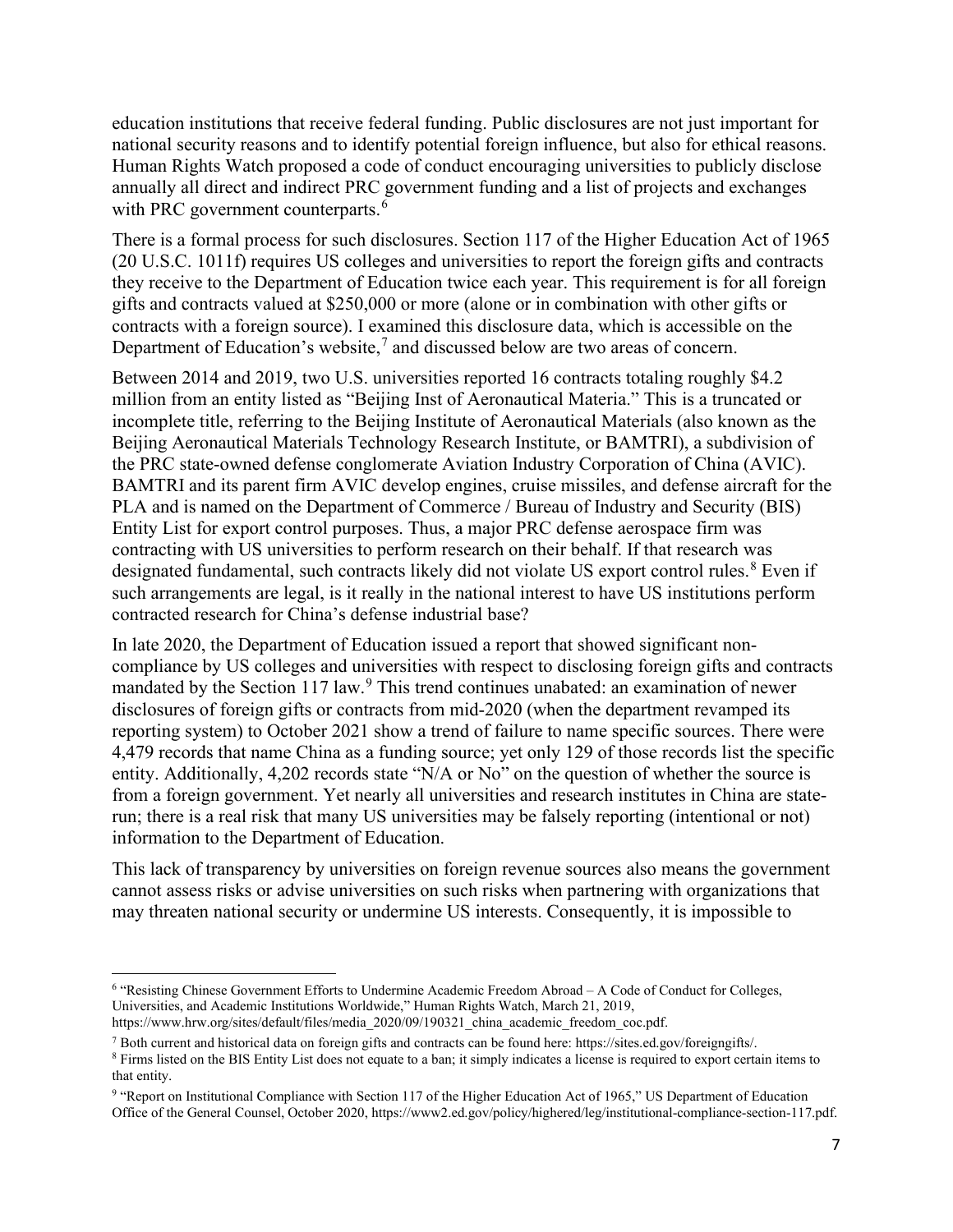education institutions that receive federal funding. Public disclosures are not just important for national security reasons and to identify potential foreign influence, but also for ethical reasons. Human Rights Watch proposed a code of conduct encouraging universities to publicly disclose annually all direct and indirect PRC government funding and a list of projects and exchanges with PRC government counterparts.[6]

There is a formal process for such disclosures. Section 117 of the Higher Education Act of 1965 (20 U.S.C. 1011f) requires US colleges and universities to report the foreign gifts and contracts they receive to the Department of Education twice each year. This requirement is for all foreign gifts and contracts valued at $250,000 or more (alone or in combination with other gifts or contracts with a foreign source). I examined this disclosure data, which is accessible on the Department of Education's website,[7] and discussed below are two areas of concern.

Between 2014 and 2019, two U.S. universities reported 16 contracts totaling roughly $4.2 million from an entity listed as "Beijing Inst of Aeronautical Materia." This is a truncated or incomplete title, referring to the Beijing Institute of Aeronautical Materials (also known as the Beijing Aeronautical Materials Technology Research Institute, or BAMTRI), a subdivision of the PRC state-owned defense conglomerate Aviation Industry Corporation of China (AVIC). BAMTRI and its parent firm AVIC develop engines, cruise missiles, and defense aircraft for the PLA and is named on the Department of Commerce / Bureau of Industry and Security (BIS) Entity List for export control purposes. Thus, a major PRC defense aerospace firm was contracting with US universities to perform research on their behalf. If that research was designated fundamental, such contracts likely did not violate US export control rules.[8] Even if such arrangements are legal, is it really in the national interest to have US institutions perform contracted research for China's defense industrial base?

In late 2020, the Department of Education issued a report that showed significant non-compliance by US colleges and universities with respect to disclosing foreign gifts and contracts mandated by the Section 117 law.[9] This trend continues unabated: an examination of newer disclosures of foreign gifts or contracts from mid-2020 (when the department revamped its reporting system) to October 2021 show a trend of failure to name specific sources. There were 4,479 records that name China as a funding source; yet only 129 of those records list the specific entity. Additionally, 4,202 records state "N/A or No" on the question of whether the source is from a foreign government. Yet nearly all universities and research institutes in China are state-run; there is a real risk that many US universities may be falsely reporting (intentional or not) information to the Department of Education.

This lack of transparency by universities on foreign revenue sources also means the government cannot assess risks or advise universities on such risks when partnering with organizations that may threaten national security or undermine US interests. Consequently, it is impossible to

---

[6] "Resisting Chinese Government Efforts to Undermine Academic Freedom Abroad – A Code of Conduct for Colleges, Universities, and Academic Institutions Worldwide," Human Rights Watch, March 21, 2019, https://www.hrw.org/sites/default/files/media_2020/09/190321_china_academic_freedom_coc.pdf.

[7] Both current and historical data on foreign gifts and contracts can be found here: https://sites.ed.gov/foreigngifts/.

[8] Firms listed on the BIS Entity List does not equate to a ban; it simply indicates a license is required to export certain items to that entity.

[9] "Report on Institutional Compliance with Section 117 of the Higher Education Act of 1965," US Department of Education Office of the General Counsel, October 2020, https://www2.ed.gov/policy/highered/leg/institutional-compliance-section-117.pdf.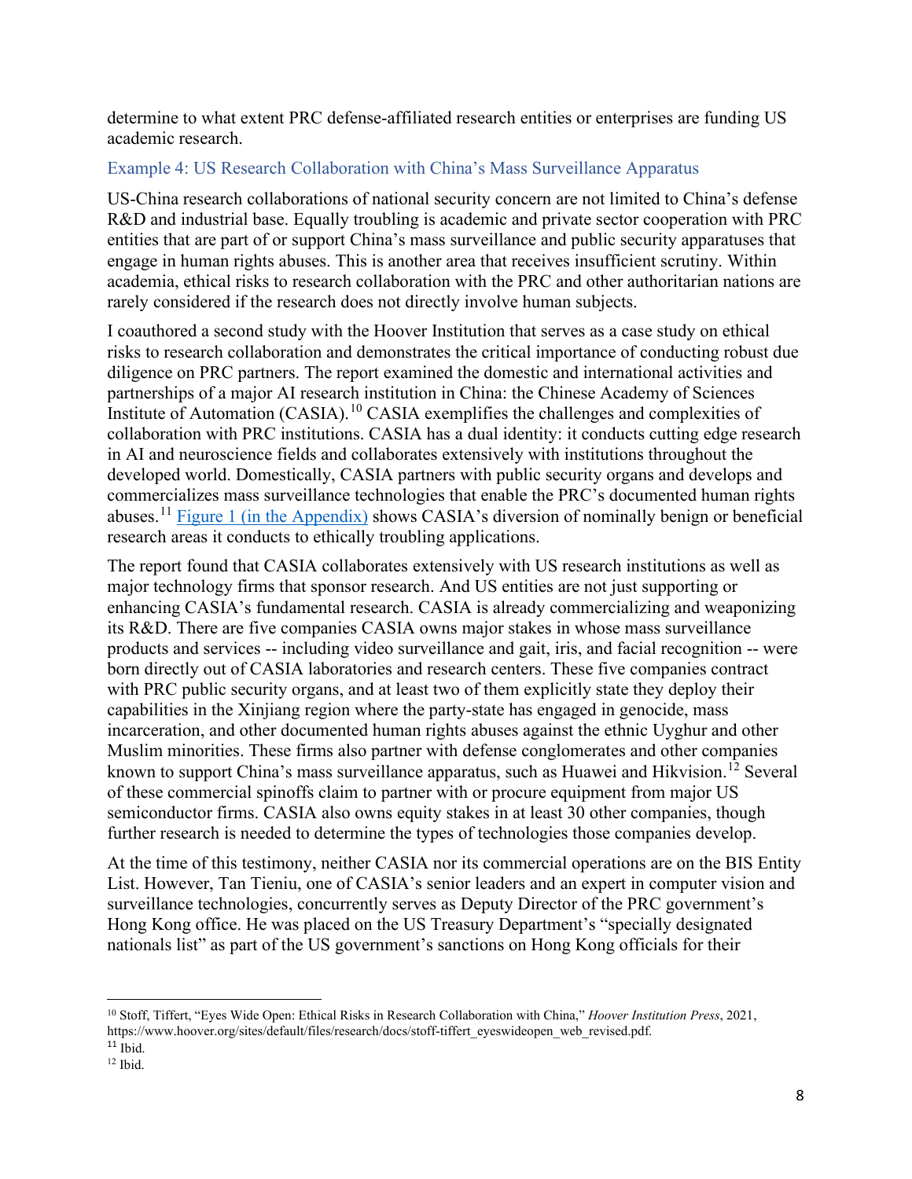determine to what extent PRC defense-affiliated research entities or enterprises are funding US academic research.

### Example 4: US Research Collaboration with China's Mass Surveillance Apparatus

US-China research collaborations of national security concern are not limited to China's defense R&D and industrial base. Equally troubling is academic and private sector cooperation with PRC entities that are part of or support China's mass surveillance and public security apparatuses that engage in human rights abuses. This is another area that receives insufficient scrutiny. Within academia, ethical risks to research collaboration with the PRC and other authoritarian nations are rarely considered if the research does not directly involve human subjects.

I coauthored a second study with the Hoover Institution that serves as a case study on ethical risks to research collaboration and demonstrates the critical importance of conducting robust due diligence on PRC partners. The report examined the domestic and international activities and partnerships of a major AI research institution in China: the Chinese Academy of Sciences Institute of Automation (CASIA).[10] CASIA exemplifies the challenges and complexities of collaboration with PRC institutions. CASIA has a dual identity: it conducts cutting edge research in AI and neuroscience fields and collaborates extensively with institutions throughout the developed world. Domestically, CASIA partners with public security organs and develops and commercializes mass surveillance technologies that enable the PRC's documented human rights abuses.[11] [Figure 1 (in the Appendix)] shows CASIA's diversion of nominally benign or beneficial research areas it conducts to ethically troubling applications.

The report found that CASIA collaborates extensively with US research institutions as well as major technology firms that sponsor research. And US entities are not just supporting or enhancing CASIA's fundamental research. CASIA is already commercializing and weaponizing its R&D. There are five companies CASIA owns major stakes in whose mass surveillance products and services -- including video surveillance and gait, iris, and facial recognition -- were born directly out of CASIA laboratories and research centers. These five companies contract with PRC public security organs, and at least two of them explicitly state they deploy their capabilities in the Xinjiang region where the party-state has engaged in genocide, mass incarceration, and other documented human rights abuses against the ethnic Uyghur and other Muslim minorities. These firms also partner with defense conglomerates and other companies known to support China's mass surveillance apparatus, such as Huawei and Hikvision.[12] Several of these commercial spinoffs claim to partner with or procure equipment from major US semiconductor firms. CASIA also owns equity stakes in at least 30 other companies, though further research is needed to determine the types of technologies those companies develop.

At the time of this testimony, neither CASIA nor its commercial operations are on the BIS Entity List. However, Tan Tieniu, one of CASIA's senior leaders and an expert in computer vision and surveillance technologies, concurrently serves as Deputy Director of the PRC government's Hong Kong office. He was placed on the US Treasury Department's "specially designated nationals list" as part of the US government's sanctions on Hong Kong officials for their

---

[10] Stoff, Tiffert, "Eyes Wide Open: Ethical Risks in Research Collaboration with China," *Hoover Institution Press*, 2021, https://www.hoover.org/sites/default/files/research/docs/stoff-tiffert_eyeswideopen_web_revised.pdf.

[11] Ibid.

[12] Ibid.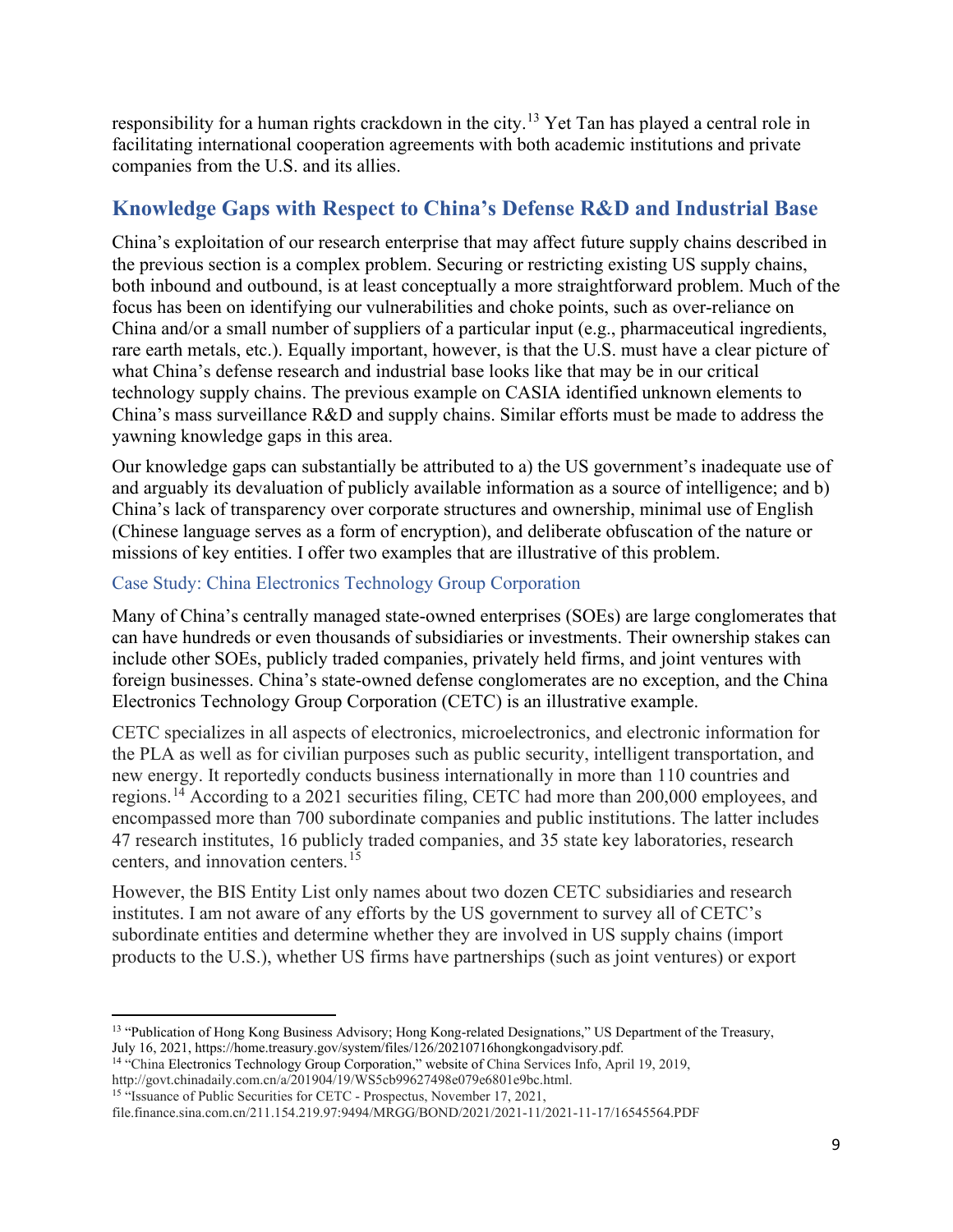responsibility for a human rights crackdown in the city.[13] Yet Tan has played a central role in facilitating international cooperation agreements with both academic institutions and private companies from the U.S. and its allies.

## Knowledge Gaps with Respect to China's Defense R&D and Industrial Base

China's exploitation of our research enterprise that may affect future supply chains described in the previous section is a complex problem. Securing or restricting existing US supply chains, both inbound and outbound, is at least conceptually a more straightforward problem. Much of the focus has been on identifying our vulnerabilities and choke points, such as over-reliance on China and/or a small number of suppliers of a particular input (e.g., pharmaceutical ingredients, rare earth metals, etc.). Equally important, however, is that the U.S. must have a clear picture of what China's defense research and industrial base looks like that may be in our critical technology supply chains. The previous example on CASIA identified unknown elements to China's mass surveillance R&D and supply chains. Similar efforts must be made to address the yawning knowledge gaps in this area.

Our knowledge gaps can substantially be attributed to a) the US government's inadequate use of and arguably its devaluation of publicly available information as a source of intelligence; and b) China's lack of transparency over corporate structures and ownership, minimal use of English (Chinese language serves as a form of encryption), and deliberate obfuscation of the nature or missions of key entities. I offer two examples that are illustrative of this problem.

### Case Study: China Electronics Technology Group Corporation

Many of China's centrally managed state-owned enterprises (SOEs) are large conglomerates that can have hundreds or even thousands of subsidiaries or investments. Their ownership stakes can include other SOEs, publicly traded companies, privately held firms, and joint ventures with foreign businesses. China's state-owned defense conglomerates are no exception, and the China Electronics Technology Group Corporation (CETC) is an illustrative example.

CETC specializes in all aspects of electronics, microelectronics, and electronic information for the PLA as well as for civilian purposes such as public security, intelligent transportation, and new energy. It reportedly conducts business internationally in more than 110 countries and regions.[14] According to a 2021 securities filing, CETC had more than 200,000 employees, and encompassed more than 700 subordinate companies and public institutions. The latter includes 47 research institutes, 16 publicly traded companies, and 35 state key laboratories, research centers, and innovation centers.[15]

However, the BIS Entity List only names about two dozen CETC subsidiaries and research institutes. I am not aware of any efforts by the US government to survey all of CETC's subordinate entities and determine whether they are involved in US supply chains (import products to the U.S.), whether US firms have partnerships (such as joint ventures) or export

---

[13] "Publication of Hong Kong Business Advisory; Hong Kong-related Designations," US Department of the Treasury, July 16, 2021, https://home.treasury.gov/system/files/126/20210716hongkongadvisory.pdf.

[14] "China Electronics Technology Group Corporation," website of China Services Info, April 19, 2019, http://govt.chinadaily.com.cn/a/201904/19/WS5cb99627498e079e6801e9bc.html.

[15] "Issuance of Public Securities for CETC - Prospectus, November 17, 2021, file.finance.sina.com.cn/211.154.219.97:9494/MRGG/BOND/2021/2021-11/2021-11-17/16545564.PDF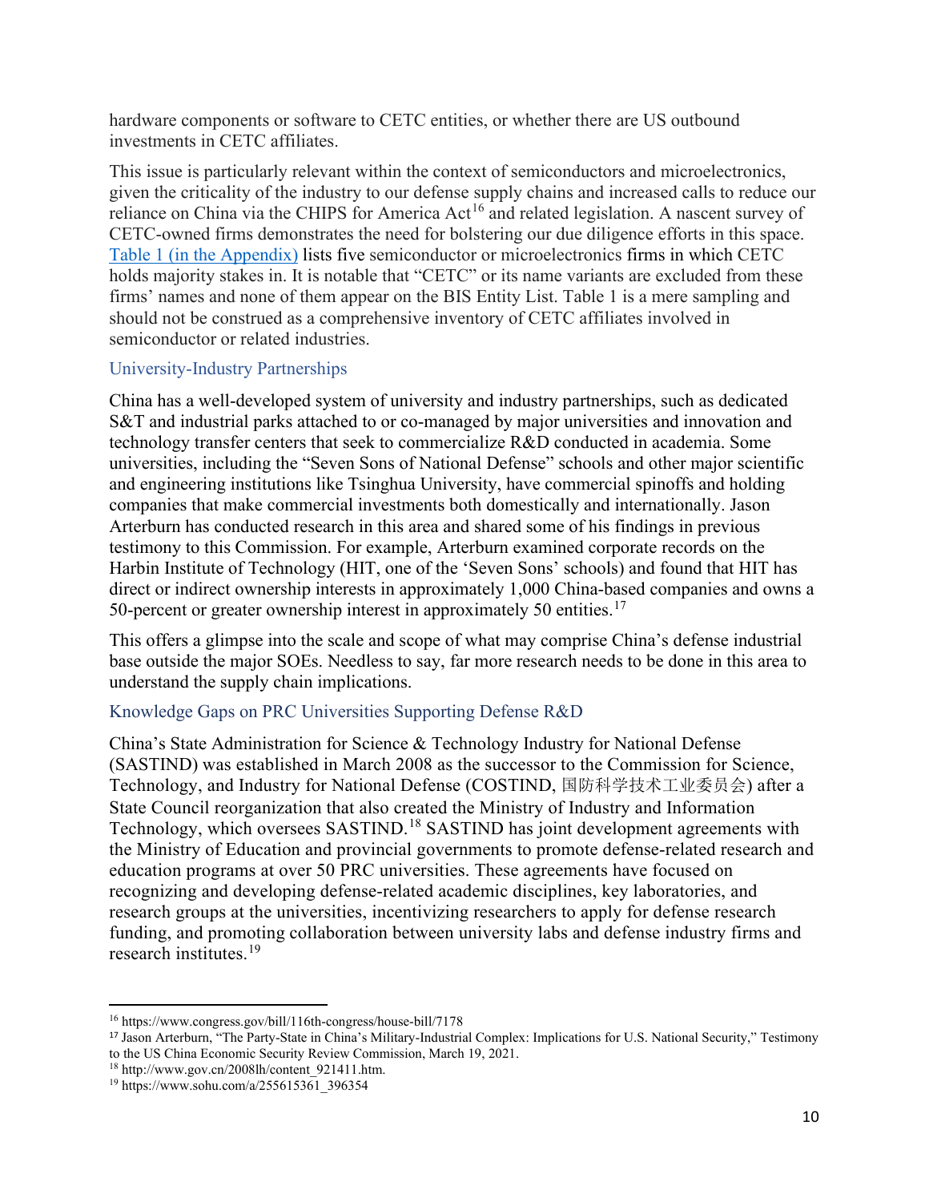hardware components or software to CETC entities, or whether there are US outbound investments in CETC affiliates.

This issue is particularly relevant within the context of semiconductors and microelectronics, given the criticality of the industry to our defense supply chains and increased calls to reduce our reliance on China via the CHIPS for America Act[16] and related legislation. A nascent survey of CETC-owned firms demonstrates the need for bolstering our due diligence efforts in this space. [Table 1 (in the Appendix)] lists five semiconductor or microelectronics firms in which CETC holds majority stakes in. It is notable that "CETC" or its name variants are excluded from these firms' names and none of them appear on the BIS Entity List. Table 1 is a mere sampling and should not be construed as a comprehensive inventory of CETC affiliates involved in semiconductor or related industries.

### University-Industry Partnerships

China has a well-developed system of university and industry partnerships, such as dedicated S&T and industrial parks attached to or co-managed by major universities and innovation and technology transfer centers that seek to commercialize R&D conducted in academia. Some universities, including the "Seven Sons of National Defense" schools and other major scientific and engineering institutions like Tsinghua University, have commercial spinoffs and holding companies that make commercial investments both domestically and internationally. Jason Arterburn has conducted research in this area and shared some of his findings in previous testimony to this Commission. For example, Arterburn examined corporate records on the Harbin Institute of Technology (HIT, one of the 'Seven Sons' schools) and found that HIT has direct or indirect ownership interests in approximately 1,000 China-based companies and owns a 50-percent or greater ownership interest in approximately 50 entities.[17]

This offers a glimpse into the scale and scope of what may comprise China's defense industrial base outside the major SOEs. Needless to say, far more research needs to be done in this area to understand the supply chain implications.

### Knowledge Gaps on PRC Universities Supporting Defense R&D

China's State Administration for Science & Technology Industry for National Defense (SASTIND) was established in March 2008 as the successor to the Commission for Science, Technology, and Industry for National Defense (COSTIND, 国防科学技术工业委员会) after a State Council reorganization that also created the Ministry of Industry and Information Technology, which oversees SASTIND.[18] SASTIND has joint development agreements with the Ministry of Education and provincial governments to promote defense-related research and education programs at over 50 PRC universities. These agreements have focused on recognizing and developing defense-related academic disciplines, key laboratories, and research groups at the universities, incentivizing researchers to apply for defense research funding, and promoting collaboration between university labs and defense industry firms and research institutes.[19]

---

[16] https://www.congress.gov/bill/116th-congress/house-bill/7178

[17] Jason Arterburn, "The Party-State in China's Military-Industrial Complex: Implications for U.S. National Security," Testimony to the US China Economic Security Review Commission, March 19, 2021.

[18] http://www.gov.cn/2008lh/content_921411.htm.

[19] https://www.sohu.com/a/255615361_396354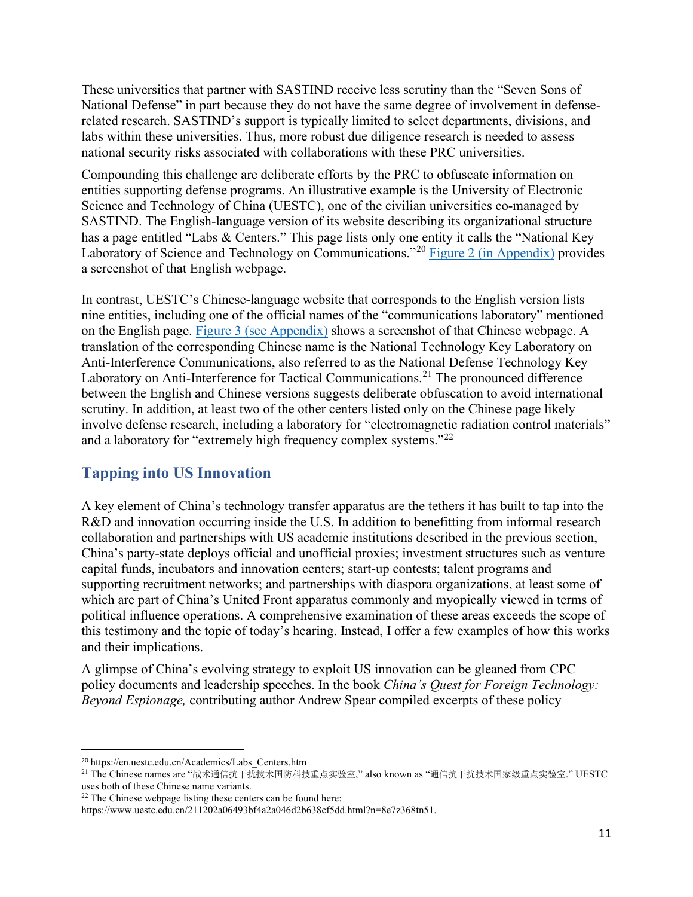These universities that partner with SASTIND receive less scrutiny than the "Seven Sons of National Defense" in part because they do not have the same degree of involvement in defense-related research. SASTIND's support is typically limited to select departments, divisions, and labs within these universities. Thus, more robust due diligence research is needed to assess national security risks associated with collaborations with these PRC universities.

Compounding this challenge are deliberate efforts by the PRC to obfuscate information on entities supporting defense programs. An illustrative example is the University of Electronic Science and Technology of China (UESTC), one of the civilian universities co-managed by SASTIND. The English-language version of its website describing its organizational structure has a page entitled "Labs & Centers." This page lists only one entity it calls the "National Key Laboratory of Science and Technology on Communications."[20] Figure 2 (in Appendix) provides a screenshot of that English webpage.

In contrast, UESTC's Chinese-language website that corresponds to the English version lists nine entities, including one of the official names of the "communications laboratory" mentioned on the English page. Figure 3 (see Appendix) shows a screenshot of that Chinese webpage. A translation of the corresponding Chinese name is the National Technology Key Laboratory on Anti-Interference Communications, also referred to as the National Defense Technology Key Laboratory on Anti-Interference for Tactical Communications.[21] The pronounced difference between the English and Chinese versions suggests deliberate obfuscation to avoid international scrutiny. In addition, at least two of the other centers listed only on the Chinese page likely involve defense research, including a laboratory for "electromagnetic radiation control materials" and a laboratory for "extremely high frequency complex systems."[22]

## Tapping into US Innovation

A key element of China's technology transfer apparatus are the tethers it has built to tap into the R&D and innovation occurring inside the U.S. In addition to benefitting from informal research collaboration and partnerships with US academic institutions described in the previous section, China's party-state deploys official and unofficial proxies; investment structures such as venture capital funds, incubators and innovation centers; start-up contests; talent programs and supporting recruitment networks; and partnerships with diaspora organizations, at least some of which are part of China's United Front apparatus commonly and myopically viewed in terms of political influence operations. A comprehensive examination of these areas exceeds the scope of this testimony and the topic of today's hearing. Instead, I offer a few examples of how this works and their implications.

A glimpse of China's evolving strategy to exploit US innovation can be gleaned from CPC policy documents and leadership speeches. In the book *China's Quest for Foreign Technology: Beyond Espionage,* contributing author Andrew Spear compiled excerpts of these policy

---

[20] https://en.uestc.edu.cn/Academics/Labs_Centers.htm

[21] The Chinese names are "战术通信抗干扰技术国防科技重点实验室," also known as "通信抗干扰技术国家级重点实验室." UESTC uses both of these Chinese name variants.

[22] The Chinese webpage listing these centers can be found here: https://www.uestc.edu.cn/211202a06493bf4a2a046d2b638cf5dd.html?n=8e7z368tn51.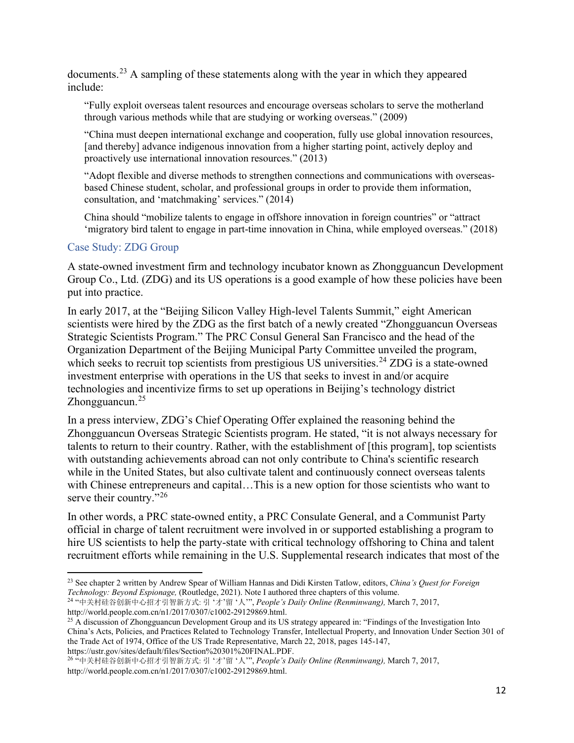documents.[23] A sampling of these statements along with the year in which they appeared include:

> "Fully exploit overseas talent resources and encourage overseas scholars to serve the motherland through various methods while that are studying or working overseas." (2009)
>
> "China must deepen international exchange and cooperation, fully use global innovation resources, [and thereby] advance indigenous innovation from a higher starting point, actively deploy and proactively use international innovation resources." (2013)
>
> "Adopt flexible and diverse methods to strengthen connections and communications with overseas-based Chinese student, scholar, and professional groups in order to provide them information, consultation, and 'matchmaking' services." (2014)
>
> China should "mobilize talents to engage in offshore innovation in foreign countries" or "attract 'migratory bird talent to engage in part-time innovation in China, while employed overseas." (2018)

### Case Study: ZDG Group

A state-owned investment firm and technology incubator known as Zhongguancun Development Group Co., Ltd. (ZDG) and its US operations is a good example of how these policies have been put into practice.

In early 2017, at the "Beijing Silicon Valley High-level Talents Summit," eight American scientists were hired by the ZDG as the first batch of a newly created "Zhongguancun Overseas Strategic Scientists Program." The PRC Consul General San Francisco and the head of the Organization Department of the Beijing Municipal Party Committee unveiled the program, which seeks to recruit top scientists from prestigious US universities.[24] ZDG is a state-owned investment enterprise with operations in the US that seeks to invest in and/or acquire technologies and incentivize firms to set up operations in Beijing's technology district Zhongguancun.[25]

In a press interview, ZDG's Chief Operating Offer explained the reasoning behind the Zhongguancun Overseas Strategic Scientists program. He stated, "it is not always necessary for talents to return to their country. Rather, with the establishment of [this program], top scientists with outstanding achievements abroad can not only contribute to China's scientific research while in the United States, but also cultivate talent and continuously connect overseas talents with Chinese entrepreneurs and capital…This is a new option for those scientists who want to serve their country."[26]

In other words, a PRC state-owned entity, a PRC Consulate General, and a Communist Party official in charge of talent recruitment were involved in or supported establishing a program to hire US scientists to help the party-state with critical technology offshoring to China and talent recruitment efforts while remaining in the U.S. Supplemental research indicates that most of the

---

[23] See chapter 2 written by Andrew Spear of William Hannas and Didi Kirsten Tatlow, editors, *China's Quest for Foreign Technology: Beyond Espionage,* (Routledge, 2021). Note I authored three chapters of this volume.

[24] "中关村硅谷创新中心招才引智新方式: 引 '才'留 '人'", *People's Daily Online (Renminwang),* March 7, 2017, http://world.people.com.cn/n1/2017/0307/c1002-29129869.html.

[25] A discussion of Zhongguancun Development Group and its US strategy appeared in: "Findings of the Investigation Into China's Acts, Policies, and Practices Related to Technology Transfer, Intellectual Property, and Innovation Under Section 301 of the Trade Act of 1974, Office of the US Trade Representative, March 22, 2018, pages 145-147, https://ustr.gov/sites/default/files/Section%20301%20FINAL.PDF.

[26] "中关村硅谷创新中心招才引智新方式: 引 '才'留 '人'", *People's Daily Online (Renminwang),* March 7, 2017, http://world.people.com.cn/n1/2017/0307/c1002-29129869.html.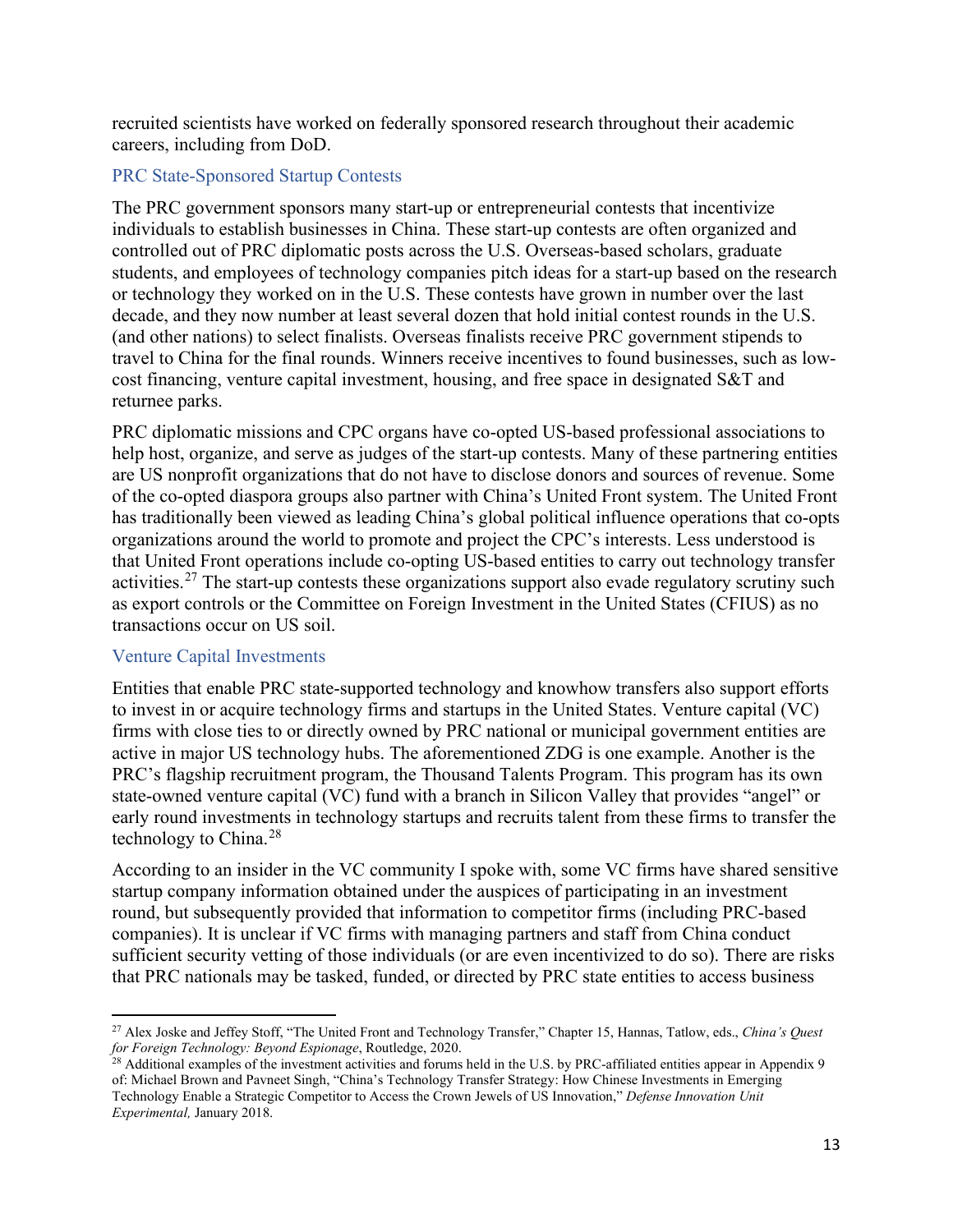recruited scientists have worked on federally sponsored research throughout their academic careers, including from DoD.

### PRC State-Sponsored Startup Contests

The PRC government sponsors many start-up or entrepreneurial contests that incentivize individuals to establish businesses in China. These start-up contests are often organized and controlled out of PRC diplomatic posts across the U.S. Overseas-based scholars, graduate students, and employees of technology companies pitch ideas for a start-up based on the research or technology they worked on in the U.S. These contests have grown in number over the last decade, and they now number at least several dozen that hold initial contest rounds in the U.S. (and other nations) to select finalists. Overseas finalists receive PRC government stipends to travel to China for the final rounds. Winners receive incentives to found businesses, such as low-cost financing, venture capital investment, housing, and free space in designated S&T and returnee parks.

PRC diplomatic missions and CPC organs have co-opted US-based professional associations to help host, organize, and serve as judges of the start-up contests. Many of these partnering entities are US nonprofit organizations that do not have to disclose donors and sources of revenue. Some of the co-opted diaspora groups also partner with China's United Front system. The United Front has traditionally been viewed as leading China's global political influence operations that co-opts organizations around the world to promote and project the CPC's interests. Less understood is that United Front operations include co-opting US-based entities to carry out technology transfer activities.[27] The start-up contests these organizations support also evade regulatory scrutiny such as export controls or the Committee on Foreign Investment in the United States (CFIUS) as no transactions occur on US soil.

### Venture Capital Investments

Entities that enable PRC state-supported technology and knowhow transfers also support efforts to invest in or acquire technology firms and startups in the United States. Venture capital (VC) firms with close ties to or directly owned by PRC national or municipal government entities are active in major US technology hubs. The aforementioned ZDG is one example. Another is the PRC's flagship recruitment program, the Thousand Talents Program. This program has its own state-owned venture capital (VC) fund with a branch in Silicon Valley that provides "angel" or early round investments in technology startups and recruits talent from these firms to transfer the technology to China.[28]

According to an insider in the VC community I spoke with, some VC firms have shared sensitive startup company information obtained under the auspices of participating in an investment round, but subsequently provided that information to competitor firms (including PRC-based companies). It is unclear if VC firms with managing partners and staff from China conduct sufficient security vetting of those individuals (or are even incentivized to do so). There are risks that PRC nationals may be tasked, funded, or directed by PRC state entities to access business

---

[27] Alex Joske and Jeffey Stoff, "The United Front and Technology Transfer," Chapter 15, Hannas, Tatlow, eds., *China's Quest for Foreign Technology: Beyond Espionage*, Routledge, 2020.

[28] Additional examples of the investment activities and forums held in the U.S. by PRC-affiliated entities appear in Appendix 9 of: Michael Brown and Pavneet Singh, "China's Technology Transfer Strategy: How Chinese Investments in Emerging Technology Enable a Strategic Competitor to Access the Crown Jewels of US Innovation," *Defense Innovation Unit Experimental,* January 2018.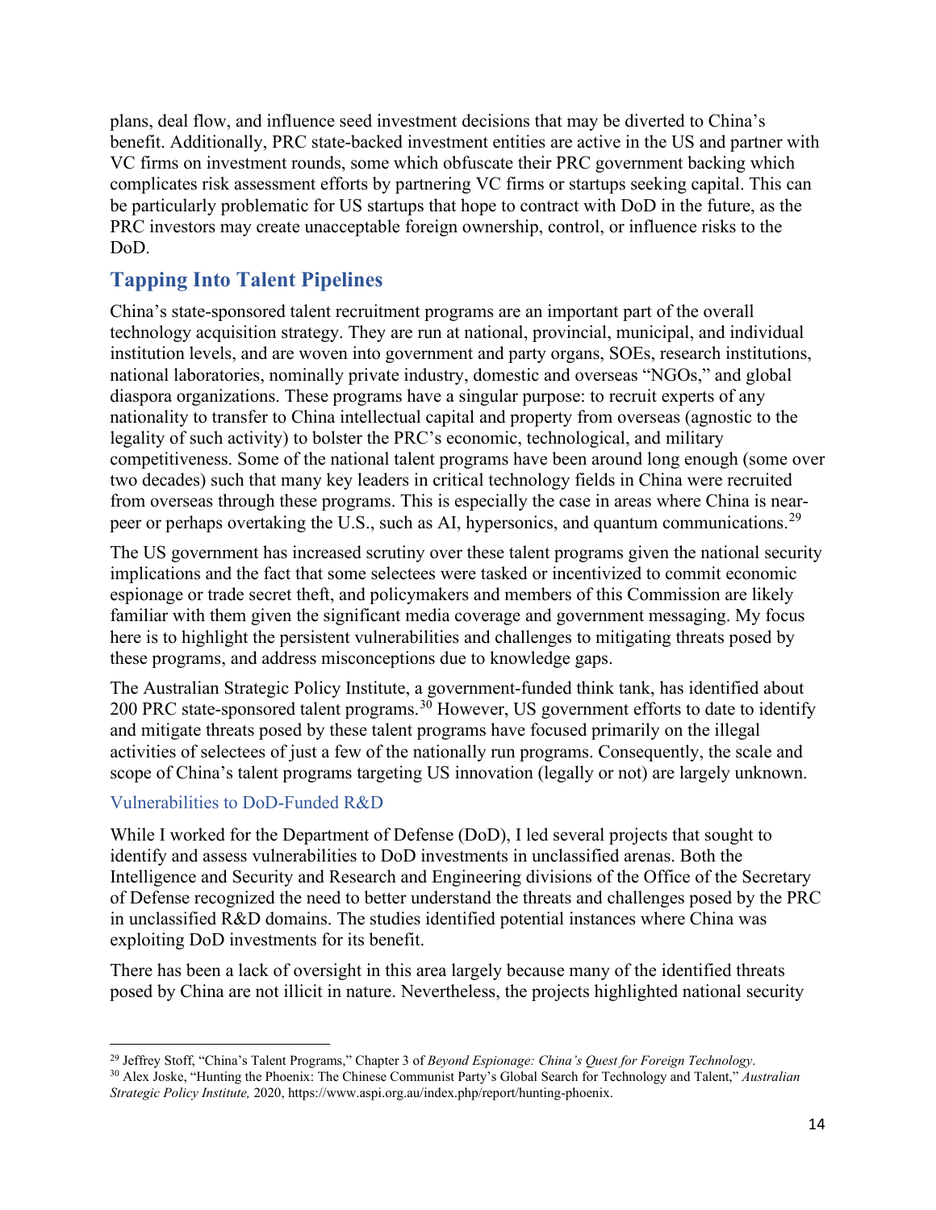plans, deal flow, and influence seed investment decisions that may be diverted to China's benefit. Additionally, PRC state-backed investment entities are active in the US and partner with VC firms on investment rounds, some which obfuscate their PRC government backing which complicates risk assessment efforts by partnering VC firms or startups seeking capital. This can be particularly problematic for US startups that hope to contract with DoD in the future, as the PRC investors may create unacceptable foreign ownership, control, or influence risks to the DoD.

## Tapping Into Talent Pipelines

China's state-sponsored talent recruitment programs are an important part of the overall technology acquisition strategy. They are run at national, provincial, municipal, and individual institution levels, and are woven into government and party organs, SOEs, research institutions, national laboratories, nominally private industry, domestic and overseas "NGOs," and global diaspora organizations. These programs have a singular purpose: to recruit experts of any nationality to transfer to China intellectual capital and property from overseas (agnostic to the legality of such activity) to bolster the PRC's economic, technological, and military competitiveness. Some of the national talent programs have been around long enough (some over two decades) such that many key leaders in critical technology fields in China were recruited from overseas through these programs. This is especially the case in areas where China is near-peer or perhaps overtaking the U.S., such as AI, hypersonics, and quantum communications.[29]

The US government has increased scrutiny over these talent programs given the national security implications and the fact that some selectees were tasked or incentivized to commit economic espionage or trade secret theft, and policymakers and members of this Commission are likely familiar with them given the significant media coverage and government messaging. My focus here is to highlight the persistent vulnerabilities and challenges to mitigating threats posed by these programs, and address misconceptions due to knowledge gaps.

The Australian Strategic Policy Institute, a government-funded think tank, has identified about 200 PRC state-sponsored talent programs.[30] However, US government efforts to date to identify and mitigate threats posed by these talent programs have focused primarily on the illegal activities of selectees of just a few of the nationally run programs. Consequently, the scale and scope of China's talent programs targeting US innovation (legally or not) are largely unknown.

### Vulnerabilities to DoD-Funded R&D

While I worked for the Department of Defense (DoD), I led several projects that sought to identify and assess vulnerabilities to DoD investments in unclassified arenas. Both the Intelligence and Security and Research and Engineering divisions of the Office of the Secretary of Defense recognized the need to better understand the threats and challenges posed by the PRC in unclassified R&D domains. The studies identified potential instances where China was exploiting DoD investments for its benefit.

There has been a lack of oversight in this area largely because many of the identified threats posed by China are not illicit in nature. Nevertheless, the projects highlighted national security

---

[29] Jeffrey Stoff, "China's Talent Programs," Chapter 3 of *Beyond Espionage: China's Quest for Foreign Technology*.

[30] Alex Joske, "Hunting the Phoenix: The Chinese Communist Party's Global Search for Technology and Talent," *Australian Strategic Policy Institute,* 2020, https://www.aspi.org.au/index.php/report/hunting-phoenix.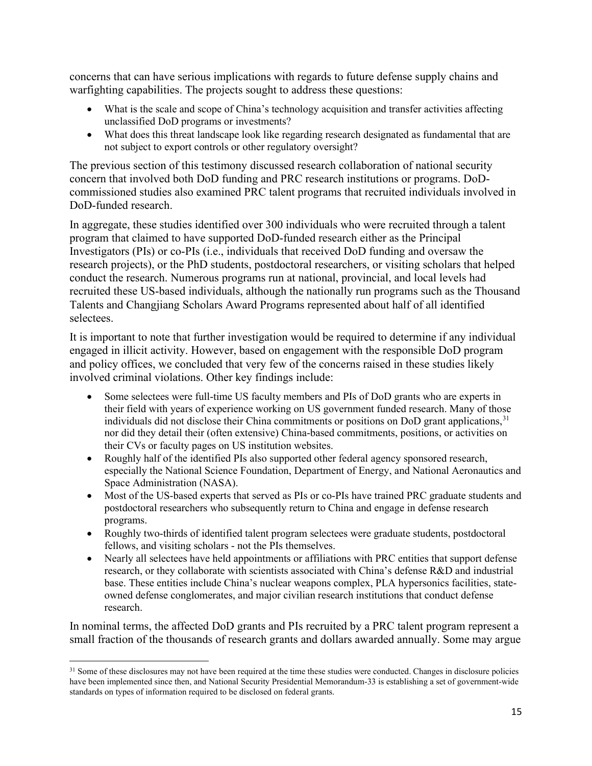concerns that can have serious implications with regards to future defense supply chains and warfighting capabilities. The projects sought to address these questions:

- What is the scale and scope of China's technology acquisition and transfer activities affecting unclassified DoD programs or investments?
- What does this threat landscape look like regarding research designated as fundamental that are not subject to export controls or other regulatory oversight?

The previous section of this testimony discussed research collaboration of national security concern that involved both DoD funding and PRC research institutions or programs. DoD-commissioned studies also examined PRC talent programs that recruited individuals involved in DoD-funded research.

In aggregate, these studies identified over 300 individuals who were recruited through a talent program that claimed to have supported DoD-funded research either as the Principal Investigators (PIs) or co-PIs (i.e., individuals that received DoD funding and oversaw the research projects), or the PhD students, postdoctoral researchers, or visiting scholars that helped conduct the research. Numerous programs run at national, provincial, and local levels had recruited these US-based individuals, although the nationally run programs such as the Thousand Talents and Changjiang Scholars Award Programs represented about half of all identified selectees.

It is important to note that further investigation would be required to determine if any individual engaged in illicit activity. However, based on engagement with the responsible DoD program and policy offices, we concluded that very few of the concerns raised in these studies likely involved criminal violations. Other key findings include:

- Some selectees were full-time US faculty members and PIs of DoD grants who are experts in their field with years of experience working on US government funded research. Many of those individuals did not disclose their China commitments or positions on DoD grant applications,[31] nor did they detail their (often extensive) China-based commitments, positions, or activities on their CVs or faculty pages on US institution websites.
- Roughly half of the identified PIs also supported other federal agency sponsored research, especially the National Science Foundation, Department of Energy, and National Aeronautics and Space Administration (NASA).
- Most of the US-based experts that served as PIs or co-PIs have trained PRC graduate students and postdoctoral researchers who subsequently return to China and engage in defense research programs.
- Roughly two-thirds of identified talent program selectees were graduate students, postdoctoral fellows, and visiting scholars - not the PIs themselves.
- Nearly all selectees have held appointments or affiliations with PRC entities that support defense research, or they collaborate with scientists associated with China's defense R&D and industrial base. These entities include China's nuclear weapons complex, PLA hypersonics facilities, state-owned defense conglomerates, and major civilian research institutions that conduct defense research.

In nominal terms, the affected DoD grants and PIs recruited by a PRC talent program represent a small fraction of the thousands of research grants and dollars awarded annually. Some may argue

[31] Some of these disclosures may not have been required at the time these studies were conducted. Changes in disclosure policies have been implemented since then, and National Security Presidential Memorandum-33 is establishing a set of government-wide standards on types of information required to be disclosed on federal grants.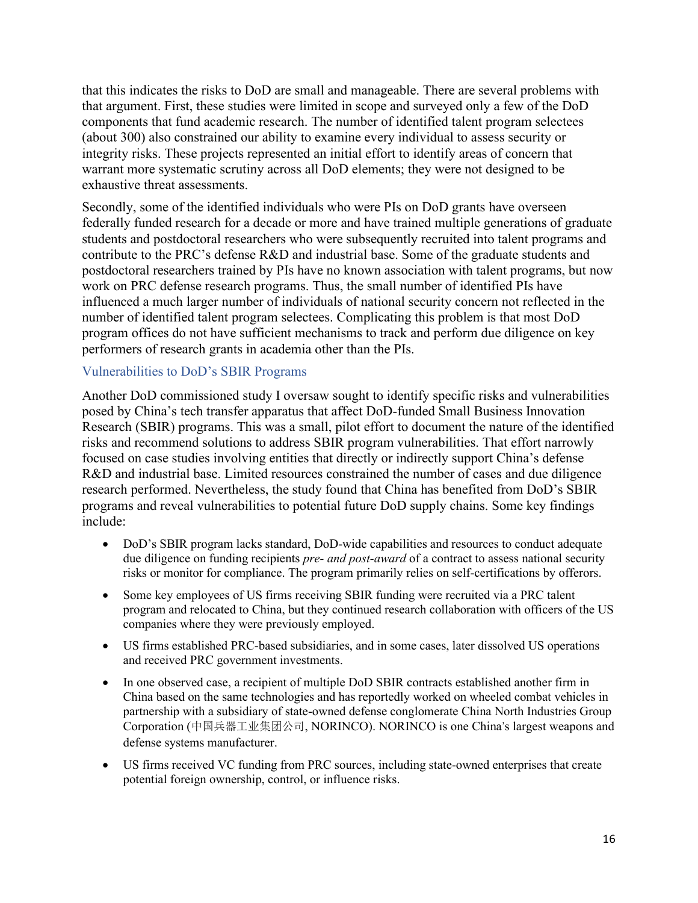that this indicates the risks to DoD are small and manageable. There are several problems with that argument. First, these studies were limited in scope and surveyed only a few of the DoD components that fund academic research. The number of identified talent program selectees (about 300) also constrained our ability to examine every individual to assess security or integrity risks. These projects represented an initial effort to identify areas of concern that warrant more systematic scrutiny across all DoD elements; they were not designed to be exhaustive threat assessments.

Secondly, some of the identified individuals who were PIs on DoD grants have overseen federally funded research for a decade or more and have trained multiple generations of graduate students and postdoctoral researchers who were subsequently recruited into talent programs and contribute to the PRC's defense R&D and industrial base. Some of the graduate students and postdoctoral researchers trained by PIs have no known association with talent programs, but now work on PRC defense research programs. Thus, the small number of identified PIs have influenced a much larger number of individuals of national security concern not reflected in the number of identified talent program selectees. Complicating this problem is that most DoD program offices do not have sufficient mechanisms to track and perform due diligence on key performers of research grants in academia other than the PIs.

### Vulnerabilities to DoD's SBIR Programs

Another DoD commissioned study I oversaw sought to identify specific risks and vulnerabilities posed by China's tech transfer apparatus that affect DoD-funded Small Business Innovation Research (SBIR) programs. This was a small, pilot effort to document the nature of the identified risks and recommend solutions to address SBIR program vulnerabilities. That effort narrowly focused on case studies involving entities that directly or indirectly support China's defense R&D and industrial base. Limited resources constrained the number of cases and due diligence research performed. Nevertheless, the study found that China has benefited from DoD's SBIR programs and reveal vulnerabilities to potential future DoD supply chains. Some key findings include:

- DoD's SBIR program lacks standard, DoD-wide capabilities and resources to conduct adequate due diligence on funding recipients *pre- and post-award* of a contract to assess national security risks or monitor for compliance. The program primarily relies on self-certifications by offerors.
- Some key employees of US firms receiving SBIR funding were recruited via a PRC talent program and relocated to China, but they continued research collaboration with officers of the US companies where they were previously employed.
- US firms established PRC-based subsidiaries, and in some cases, later dissolved US operations and received PRC government investments.
- In one observed case, a recipient of multiple DoD SBIR contracts established another firm in China based on the same technologies and has reportedly worked on wheeled combat vehicles in partnership with a subsidiary of state-owned defense conglomerate China North Industries Group Corporation (中国兵器工业集团公司, NORINCO). NORINCO is one China's largest weapons and defense systems manufacturer.
- US firms received VC funding from PRC sources, including state-owned enterprises that create potential foreign ownership, control, or influence risks.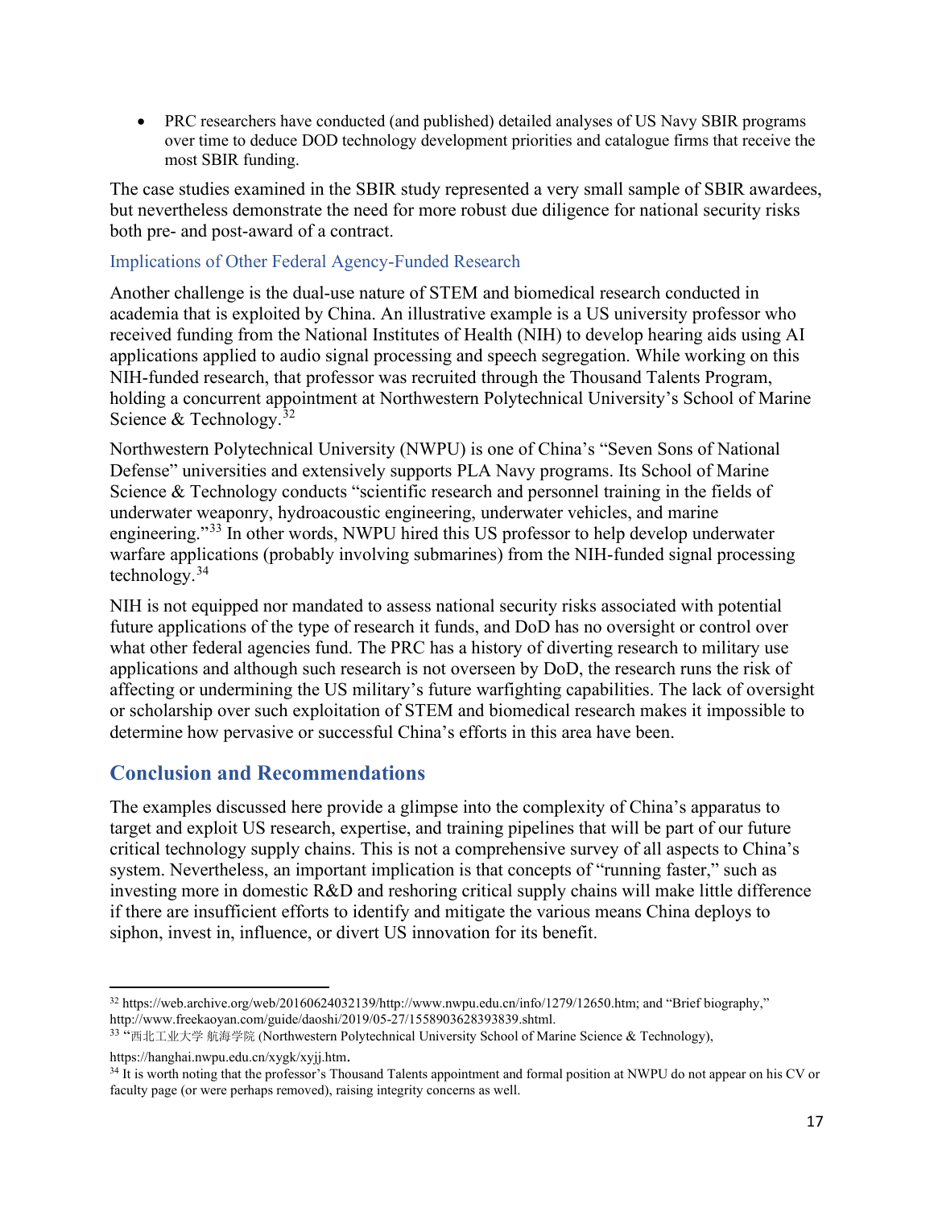- PRC researchers have conducted (and published) detailed analyses of US Navy SBIR programs over time to deduce DOD technology development priorities and catalogue firms that receive the most SBIR funding.

The case studies examined in the SBIR study represented a very small sample of SBIR awardees, but nevertheless demonstrate the need for more robust due diligence for national security risks both pre- and post-award of a contract.

### Implications of Other Federal Agency-Funded Research

Another challenge is the dual-use nature of STEM and biomedical research conducted in academia that is exploited by China. An illustrative example is a US university professor who received funding from the National Institutes of Health (NIH) to develop hearing aids using AI applications applied to audio signal processing and speech segregation. While working on this NIH-funded research, that professor was recruited through the Thousand Talents Program, holding a concurrent appointment at Northwestern Polytechnical University's School of Marine Science & Technology.[32]

Northwestern Polytechnical University (NWPU) is one of China's "Seven Sons of National Defense" universities and extensively supports PLA Navy programs. Its School of Marine Science & Technology conducts "scientific research and personnel training in the fields of underwater weaponry, hydroacoustic engineering, underwater vehicles, and marine engineering."[33] In other words, NWPU hired this US professor to help develop underwater warfare applications (probably involving submarines) from the NIH-funded signal processing technology.[34]

NIH is not equipped nor mandated to assess national security risks associated with potential future applications of the type of research it funds, and DoD has no oversight or control over what other federal agencies fund. The PRC has a history of diverting research to military use applications and although such research is not overseen by DoD, the research runs the risk of affecting or undermining the US military's future warfighting capabilities. The lack of oversight or scholarship over such exploitation of STEM and biomedical research makes it impossible to determine how pervasive or successful China's efforts in this area have been.

## Conclusion and Recommendations

The examples discussed here provide a glimpse into the complexity of China's apparatus to target and exploit US research, expertise, and training pipelines that will be part of our future critical technology supply chains. This is not a comprehensive survey of all aspects to China's system. Nevertheless, an important implication is that concepts of "running faster," such as investing more in domestic R&D and reshoring critical supply chains will make little difference if there are insufficient efforts to identify and mitigate the various means China deploys to siphon, invest in, influence, or divert US innovation for its benefit.

---

[32] https://web.archive.org/web/20160624032139/http://www.nwpu.edu.cn/info/1279/12650.htm; and "Brief biography," http://www.freekaoyan.com/guide/daoshi/2019/05-27/1558903628393839.shtml.

[33] "西北工业大学 航海学院 (Northwestern Polytechnical University School of Marine Science & Technology), https://hanghai.nwpu.edu.cn/xygk/xyjj.htm.

[34] It is worth noting that the professor's Thousand Talents appointment and formal position at NWPU do not appear on his CV or faculty page (or were perhaps removed), raising integrity concerns as well.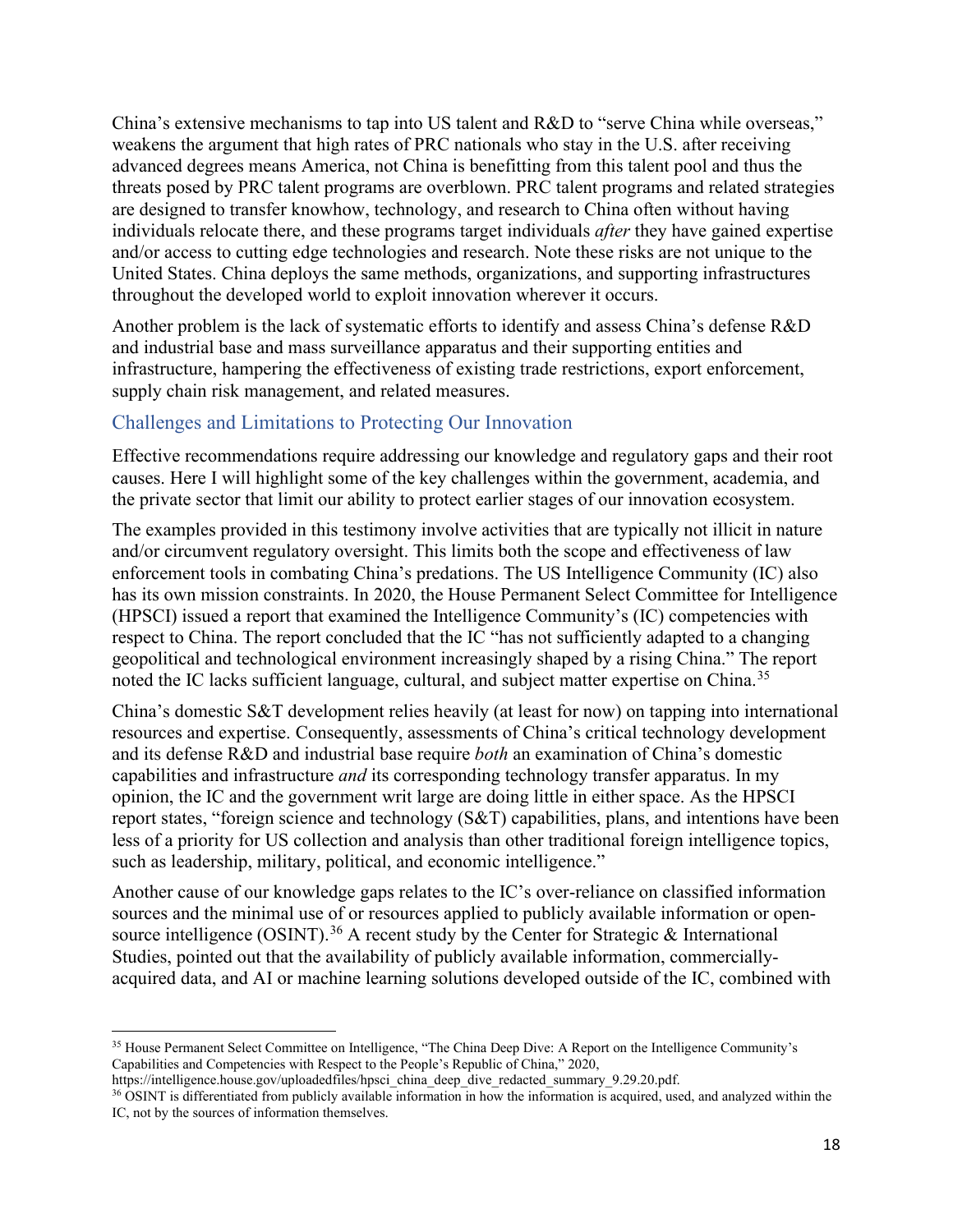China's extensive mechanisms to tap into US talent and R&D to "serve China while overseas," weakens the argument that high rates of PRC nationals who stay in the U.S. after receiving advanced degrees means America, not China is benefitting from this talent pool and thus the threats posed by PRC talent programs are overblown. PRC talent programs and related strategies are designed to transfer knowhow, technology, and research to China often without having individuals relocate there, and these programs target individuals *after* they have gained expertise and/or access to cutting edge technologies and research. Note these risks are not unique to the United States. China deploys the same methods, organizations, and supporting infrastructures throughout the developed world to exploit innovation wherever it occurs.

Another problem is the lack of systematic efforts to identify and assess China's defense R&D and industrial base and mass surveillance apparatus and their supporting entities and infrastructure, hampering the effectiveness of existing trade restrictions, export enforcement, supply chain risk management, and related measures.

## Challenges and Limitations to Protecting Our Innovation

Effective recommendations require addressing our knowledge and regulatory gaps and their root causes. Here I will highlight some of the key challenges within the government, academia, and the private sector that limit our ability to protect earlier stages of our innovation ecosystem.

The examples provided in this testimony involve activities that are typically not illicit in nature and/or circumvent regulatory oversight. This limits both the scope and effectiveness of law enforcement tools in combating China's predations. The US Intelligence Community (IC) also has its own mission constraints. In 2020, the House Permanent Select Committee for Intelligence (HPSCI) issued a report that examined the Intelligence Community's (IC) competencies with respect to China. The report concluded that the IC "has not sufficiently adapted to a changing geopolitical and technological environment increasingly shaped by a rising China." The report noted the IC lacks sufficient language, cultural, and subject matter expertise on China.[35]

China's domestic S&T development relies heavily (at least for now) on tapping into international resources and expertise. Consequently, assessments of China's critical technology development and its defense R&D and industrial base require *both* an examination of China's domestic capabilities and infrastructure *and* its corresponding technology transfer apparatus. In my opinion, the IC and the government writ large are doing little in either space. As the HPSCI report states, "foreign science and technology (S&T) capabilities, plans, and intentions have been less of a priority for US collection and analysis than other traditional foreign intelligence topics, such as leadership, military, political, and economic intelligence."

Another cause of our knowledge gaps relates to the IC's over-reliance on classified information sources and the minimal use of or resources applied to publicly available information or open-source intelligence (OSINT).[36] A recent study by the Center for Strategic & International Studies, pointed out that the availability of publicly available information, commercially-acquired data, and AI or machine learning solutions developed outside of the IC, combined with

---

[35] House Permanent Select Committee on Intelligence, "The China Deep Dive: A Report on the Intelligence Community's Capabilities and Competencies with Respect to the People's Republic of China," 2020, https://intelligence.house.gov/uploadedfiles/hpsci_china_deep_dive_redacted_summary_9.29.20.pdf.

[36] OSINT is differentiated from publicly available information in how the information is acquired, used, and analyzed within the IC, not by the sources of information themselves.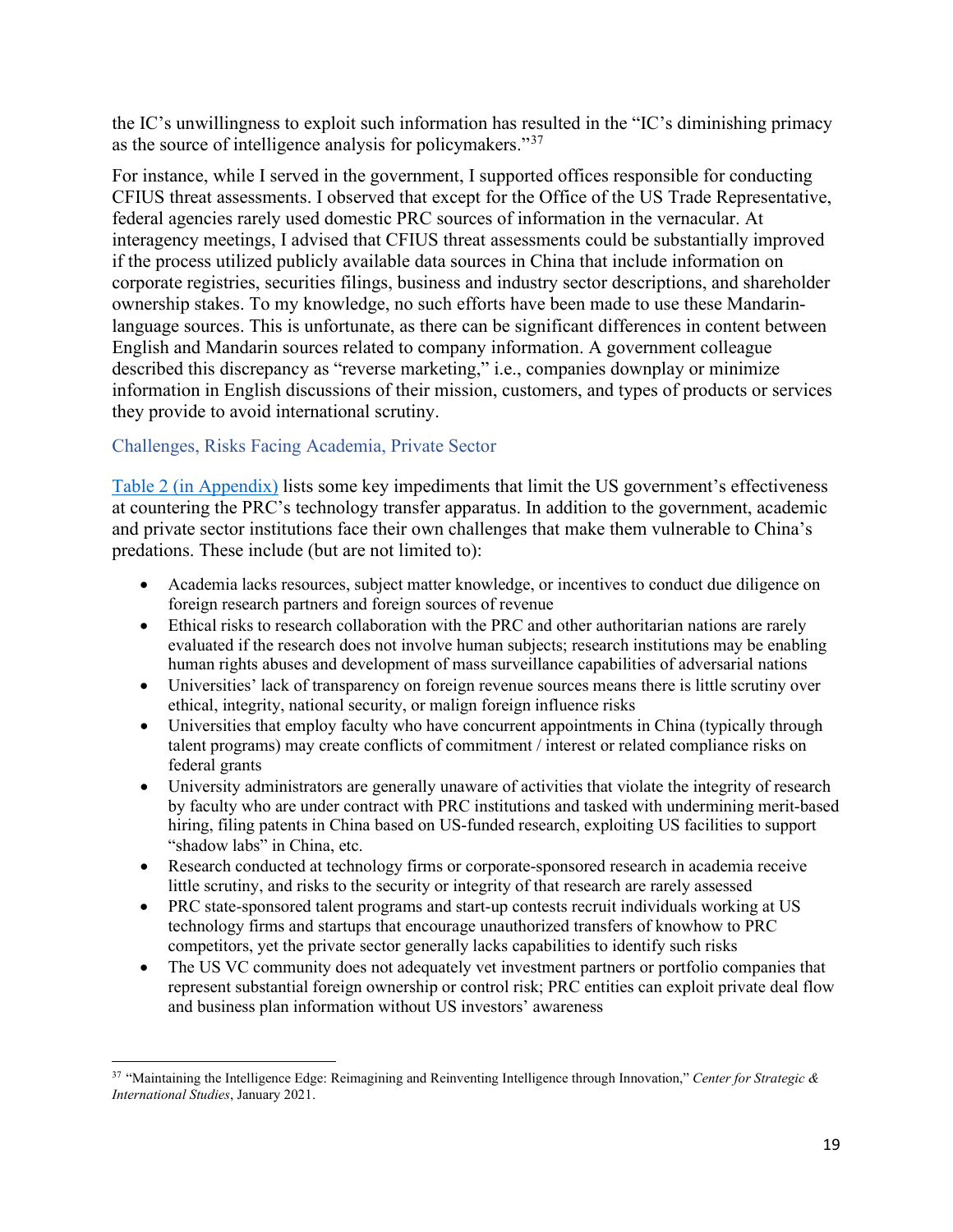the IC's unwillingness to exploit such information has resulted in the "IC's diminishing primacy as the source of intelligence analysis for policymakers."[37]

For instance, while I served in the government, I supported offices responsible for conducting CFIUS threat assessments. I observed that except for the Office of the US Trade Representative, federal agencies rarely used domestic PRC sources of information in the vernacular. At interagency meetings, I advised that CFIUS threat assessments could be substantially improved if the process utilized publicly available data sources in China that include information on corporate registries, securities filings, business and industry sector descriptions, and shareholder ownership stakes. To my knowledge, no such efforts have been made to use these Mandarin-language sources. This is unfortunate, as there can be significant differences in content between English and Mandarin sources related to company information. A government colleague described this discrepancy as "reverse marketing," i.e., companies downplay or minimize information in English discussions of their mission, customers, and types of products or services they provide to avoid international scrutiny.

### Challenges, Risks Facing Academia, Private Sector

Table 2 (in Appendix) lists some key impediments that limit the US government's effectiveness at countering the PRC's technology transfer apparatus. In addition to the government, academic and private sector institutions face their own challenges that make them vulnerable to China's predations. These include (but are not limited to):

- Academia lacks resources, subject matter knowledge, or incentives to conduct due diligence on foreign research partners and foreign sources of revenue
- Ethical risks to research collaboration with the PRC and other authoritarian nations are rarely evaluated if the research does not involve human subjects; research institutions may be enabling human rights abuses and development of mass surveillance capabilities of adversarial nations
- Universities' lack of transparency on foreign revenue sources means there is little scrutiny over ethical, integrity, national security, or malign foreign influence risks
- Universities that employ faculty who have concurrent appointments in China (typically through talent programs) may create conflicts of commitment / interest or related compliance risks on federal grants
- University administrators are generally unaware of activities that violate the integrity of research by faculty who are under contract with PRC institutions and tasked with undermining merit-based hiring, filing patents in China based on US-funded research, exploiting US facilities to support "shadow labs" in China, etc.
- Research conducted at technology firms or corporate-sponsored research in academia receive little scrutiny, and risks to the security or integrity of that research are rarely assessed
- PRC state-sponsored talent programs and start-up contests recruit individuals working at US technology firms and startups that encourage unauthorized transfers of knowhow to PRC competitors, yet the private sector generally lacks capabilities to identify such risks
- The US VC community does not adequately vet investment partners or portfolio companies that represent substantial foreign ownership or control risk; PRC entities can exploit private deal flow and business plan information without US investors' awareness

---

[37] "Maintaining the Intelligence Edge: Reimagining and Reinventing Intelligence through Innovation," *Center for Strategic & International Studies*, January 2021.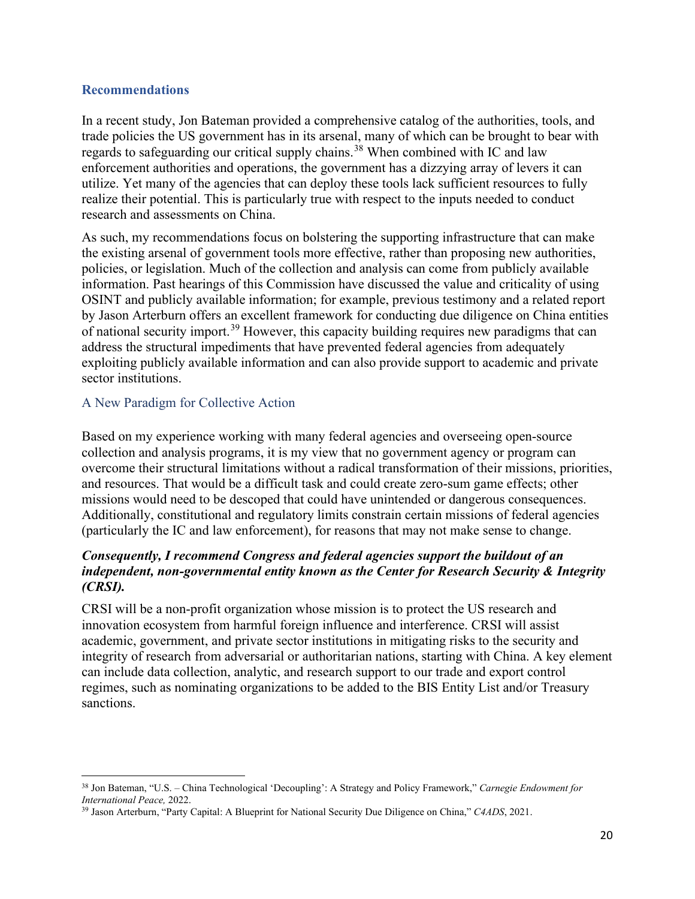## Recommendations

In a recent study, Jon Bateman provided a comprehensive catalog of the authorities, tools, and trade policies the US government has in its arsenal, many of which can be brought to bear with regards to safeguarding our critical supply chains.[38] When combined with IC and law enforcement authorities and operations, the government has a dizzying array of levers it can utilize. Yet many of the agencies that can deploy these tools lack sufficient resources to fully realize their potential. This is particularly true with respect to the inputs needed to conduct research and assessments on China.

As such, my recommendations focus on bolstering the supporting infrastructure that can make the existing arsenal of government tools more effective, rather than proposing new authorities, policies, or legislation. Much of the collection and analysis can come from publicly available information. Past hearings of this Commission have discussed the value and criticality of using OSINT and publicly available information; for example, previous testimony and a related report by Jason Arterburn offers an excellent framework for conducting due diligence on China entities of national security import.[39] However, this capacity building requires new paradigms that can address the structural impediments that have prevented federal agencies from adequately exploiting publicly available information and can also provide support to academic and private sector institutions.

### A New Paradigm for Collective Action

Based on my experience working with many federal agencies and overseeing open-source collection and analysis programs, it is my view that no government agency or program can overcome their structural limitations without a radical transformation of their missions, priorities, and resources. That would be a difficult task and could create zero-sum game effects; other missions would need to be descoped that could have unintended or dangerous consequences. Additionally, constitutional and regulatory limits constrain certain missions of federal agencies (particularly the IC and law enforcement), for reasons that may not make sense to change.

***Consequently, I recommend Congress and federal agencies support the buildout of an independent, non-governmental entity known as the Center for Research Security & Integrity (CRSI).***

CRSI will be a non-profit organization whose mission is to protect the US research and innovation ecosystem from harmful foreign influence and interference. CRSI will assist academic, government, and private sector institutions in mitigating risks to the security and integrity of research from adversarial or authoritarian nations, starting with China. A key element can include data collection, analytic, and research support to our trade and export control regimes, such as nominating organizations to be added to the BIS Entity List and/or Treasury sanctions.

---

[38] Jon Bateman, "U.S. – China Technological 'Decoupling': A Strategy and Policy Framework," *Carnegie Endowment for International Peace,* 2022.

[39] Jason Arterburn, "Party Capital: A Blueprint for National Security Due Diligence on China," *C4ADS*, 2021.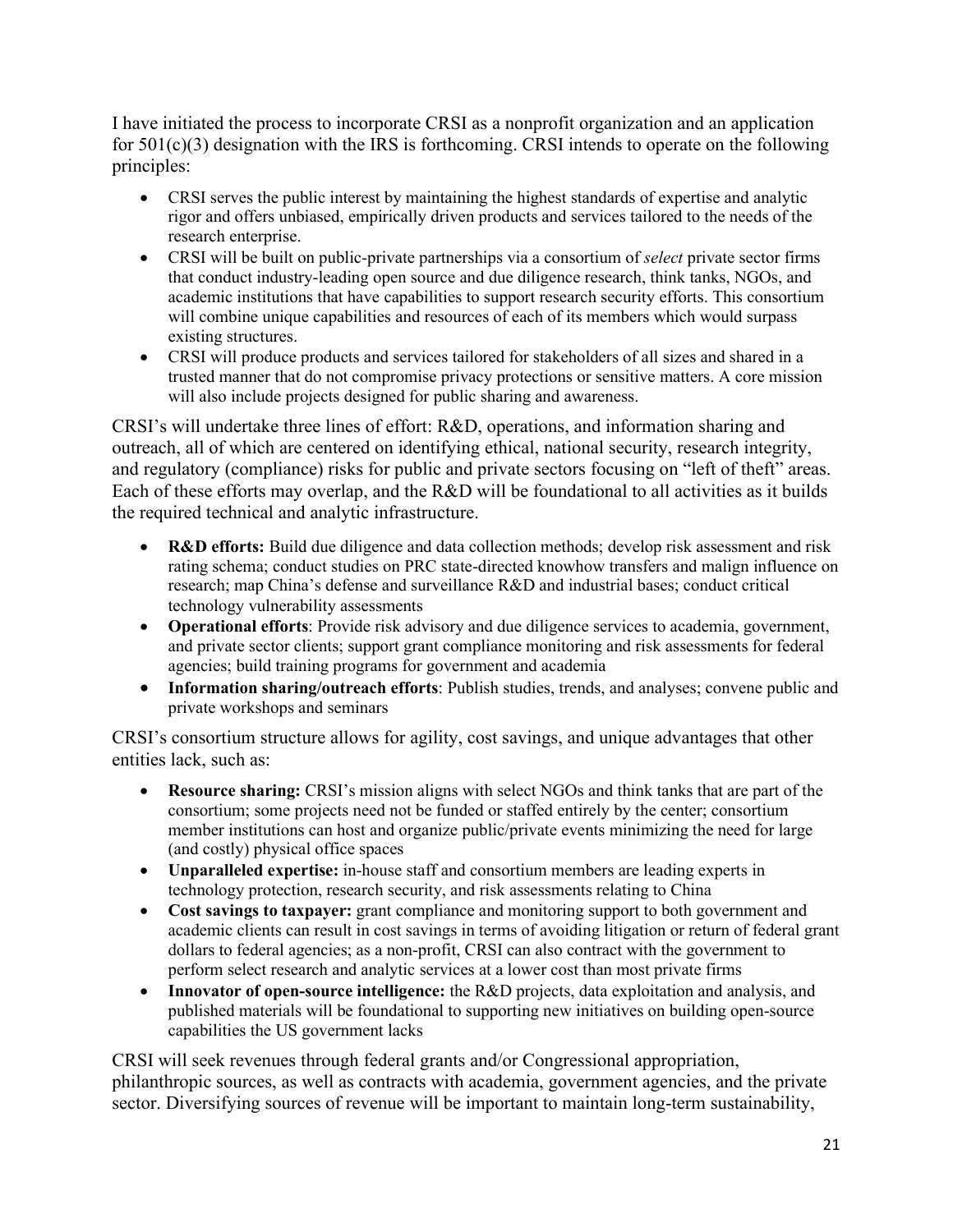I have initiated the process to incorporate CRSI as a nonprofit organization and an application for 501(c)(3) designation with the IRS is forthcoming. CRSI intends to operate on the following principles:

- CRSI serves the public interest by maintaining the highest standards of expertise and analytic rigor and offers unbiased, empirically driven products and services tailored to the needs of the research enterprise.
- CRSI will be built on public-private partnerships via a consortium of *select* private sector firms that conduct industry-leading open source and due diligence research, think tanks, NGOs, and academic institutions that have capabilities to support research security efforts. This consortium will combine unique capabilities and resources of each of its members which would surpass existing structures.
- CRSI will produce products and services tailored for stakeholders of all sizes and shared in a trusted manner that do not compromise privacy protections or sensitive matters. A core mission will also include projects designed for public sharing and awareness.

CRSI's will undertake three lines of effort: R&D, operations, and information sharing and outreach, all of which are centered on identifying ethical, national security, research integrity, and regulatory (compliance) risks for public and private sectors focusing on "left of theft" areas. Each of these efforts may overlap, and the R&D will be foundational to all activities as it builds the required technical and analytic infrastructure.

- **R&D efforts:** Build due diligence and data collection methods; develop risk assessment and risk rating schema; conduct studies on PRC state-directed knowhow transfers and malign influence on research; map China's defense and surveillance R&D and industrial bases; conduct critical technology vulnerability assessments
- **Operational efforts**: Provide risk advisory and due diligence services to academia, government, and private sector clients; support grant compliance monitoring and risk assessments for federal agencies; build training programs for government and academia
- **Information sharing/outreach efforts**: Publish studies, trends, and analyses; convene public and private workshops and seminars

CRSI's consortium structure allows for agility, cost savings, and unique advantages that other entities lack, such as:

- **Resource sharing:** CRSI's mission aligns with select NGOs and think tanks that are part of the consortium; some projects need not be funded or staffed entirely by the center; consortium member institutions can host and organize public/private events minimizing the need for large (and costly) physical office spaces
- **Unparalleled expertise:** in-house staff and consortium members are leading experts in technology protection, research security, and risk assessments relating to China
- **Cost savings to taxpayer:** grant compliance and monitoring support to both government and academic clients can result in cost savings in terms of avoiding litigation or return of federal grant dollars to federal agencies; as a non-profit, CRSI can also contract with the government to perform select research and analytic services at a lower cost than most private firms
- **Innovator of open-source intelligence:** the R&D projects, data exploitation and analysis, and published materials will be foundational to supporting new initiatives on building open-source capabilities the US government lacks

CRSI will seek revenues through federal grants and/or Congressional appropriation, philanthropic sources, as well as contracts with academia, government agencies, and the private sector. Diversifying sources of revenue will be important to maintain long-term sustainability,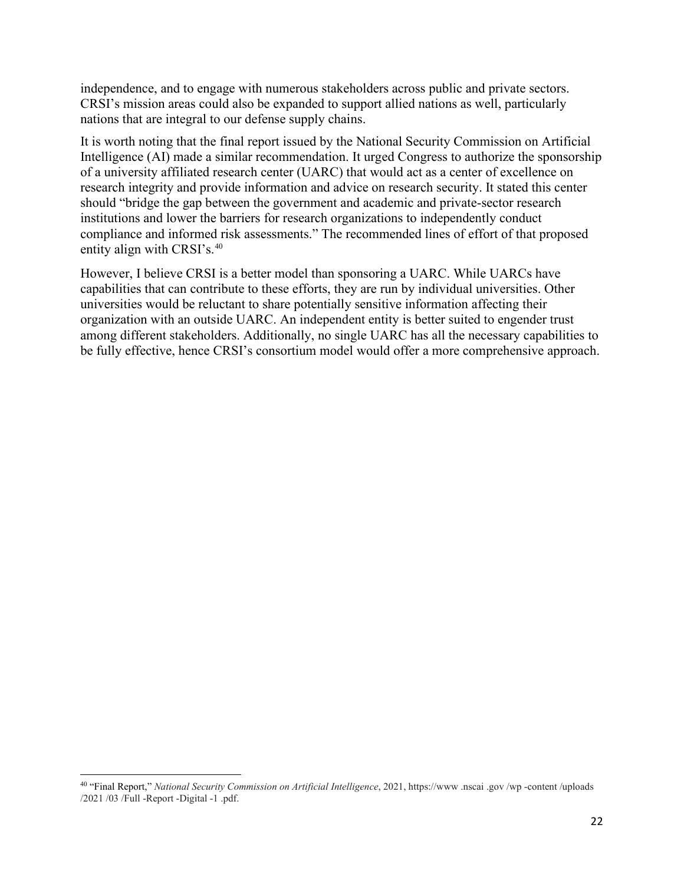independence, and to engage with numerous stakeholders across public and private sectors. CRSI's mission areas could also be expanded to support allied nations as well, particularly nations that are integral to our defense supply chains.

It is worth noting that the final report issued by the National Security Commission on Artificial Intelligence (AI) made a similar recommendation. It urged Congress to authorize the sponsorship of a university affiliated research center (UARC) that would act as a center of excellence on research integrity and provide information and advice on research security. It stated this center should "bridge the gap between the government and academic and private-sector research institutions and lower the barriers for research organizations to independently conduct compliance and informed risk assessments." The recommended lines of effort of that proposed entity align with CRSI's.[40]

However, I believe CRSI is a better model than sponsoring a UARC. While UARCs have capabilities that can contribute to these efforts, they are run by individual universities. Other universities would be reluctant to share potentially sensitive information affecting their organization with an outside UARC. An independent entity is better suited to engender trust among different stakeholders. Additionally, no single UARC has all the necessary capabilities to be fully effective, hence CRSI's consortium model would offer a more comprehensive approach.

---

[40] "Final Report," *National Security Commission on Artificial Intelligence*, 2021, https://www .nscai .gov /wp -content /uploads /2021 /03 /Full -Report -Digital -1 .pdf.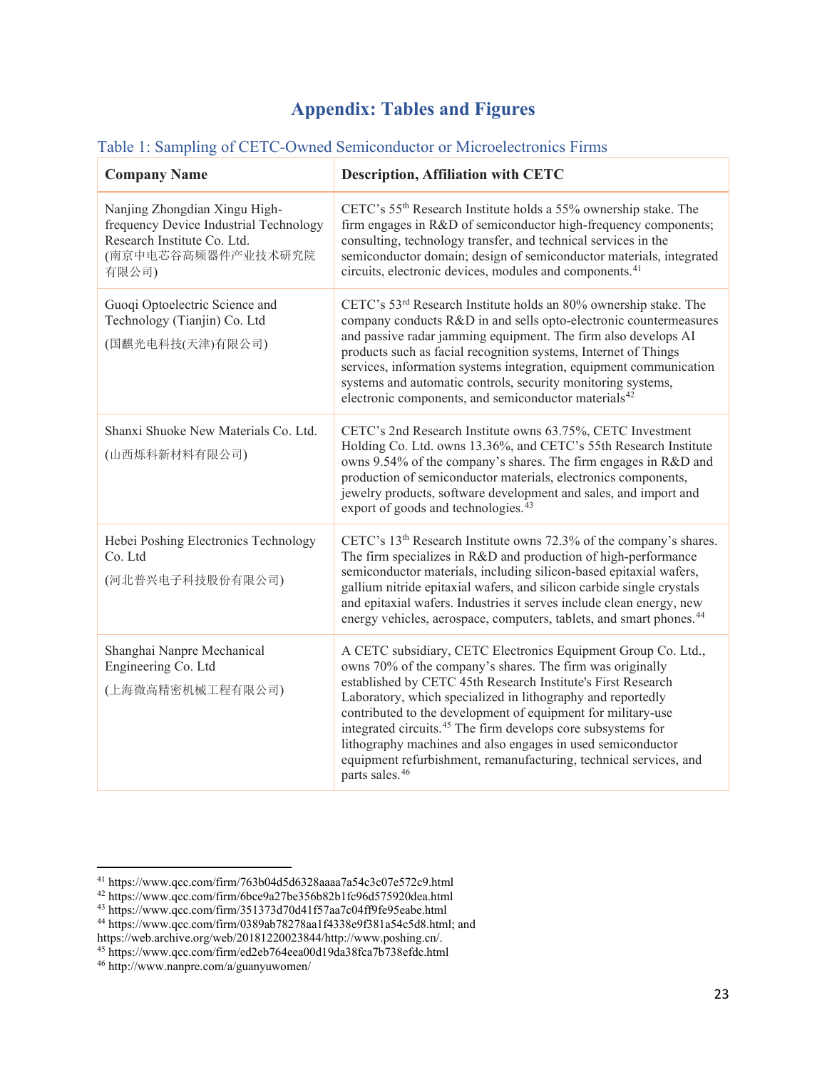# Appendix: Tables and Figures

Table 1: Sampling of CETC-Owned Semiconductor or Microelectronics Firms

| Company Name | Description, Affiliation with CETC |
|---|---|
| Nanjing Zhongdian Xingu High-frequency Device Industrial Technology Research Institute Co. Ltd. (南京中电芯谷高频器件产业技术研究院有限公司) | CETC's 55th Research Institute holds a 55% ownership stake. The firm engages in R&D of semiconductor high-frequency components; consulting, technology transfer, and technical services in the semiconductor domain; design of semiconductor materials, integrated circuits, electronic devices, modules and components.[41] |
| Guoqi Optoelectric Science and Technology (Tianjin) Co. Ltd (国麒光电科技(天津)有限公司) | CETC's 53rd Research Institute holds an 80% ownership stake. The company conducts R&D in and sells opto-electronic countermeasures and passive radar jamming equipment. The firm also develops AI products such as facial recognition systems, Internet of Things services, information systems integration, equipment communication systems and automatic controls, security monitoring systems, electronic components, and semiconductor materials[42] |
| Shanxi Shuoke New Materials Co. Ltd. (山西烁科新材料有限公司) | CETC's 2nd Research Institute owns 63.75%, CETC Investment Holding Co. Ltd. owns 13.36%, and CETC's 55th Research Institute owns 9.54% of the company's shares. The firm engages in R&D and production of semiconductor materials, electronics components, jewelry products, software development and sales, and import and export of goods and technologies.[43] |
| Hebei Poshing Electronics Technology Co. Ltd (河北普兴电子科技股份有限公司) | CETC's 13th Research Institute owns 72.3% of the company's shares. The firm specializes in R&D and production of high-performance semiconductor materials, including silicon-based epitaxial wafers, gallium nitride epitaxial wafers, and silicon carbide single crystals and epitaxial wafers. Industries it serves include clean energy, new energy vehicles, aerospace, computers, tablets, and smart phones.[44] |
| Shanghai Nanpre Mechanical Engineering Co. Ltd (上海微高精密机械工程有限公司) | A CETC subsidiary, CETC Electronics Equipment Group Co. Ltd., owns 70% of the company's shares. The firm was originally established by CETC 45th Research Institute's First Research Laboratory, which specialized in lithography and reportedly contributed to the development of equipment for military-use integrated circuits.[45] The firm develops core subsystems for lithography machines and also engages in used semiconductor equipment refurbishment, remanufacturing, technical services, and parts sales.[46] |

---

[41] https://www.qcc.com/firm/763b04d5d6328aaaa7a54c3c07e572c9.html
[42] https://www.qcc.com/firm/6bce9a27be356b82b1fc96d575920dea.html
[43] https://www.qcc.com/firm/351373d70d41f57aa7c04ff9fe95eabe.html
[44] https://www.qcc.com/firm/0389ab78278aa1f4338e9f381a54c5d8.html; and https://web.archive.org/web/20181220023844/http://www.poshing.cn/.
[45] https://www.qcc.com/firm/ed2eb764eea00d19da38fca7b738efdc.html
[46] http://www.nanpre.com/a/guanyuwomen/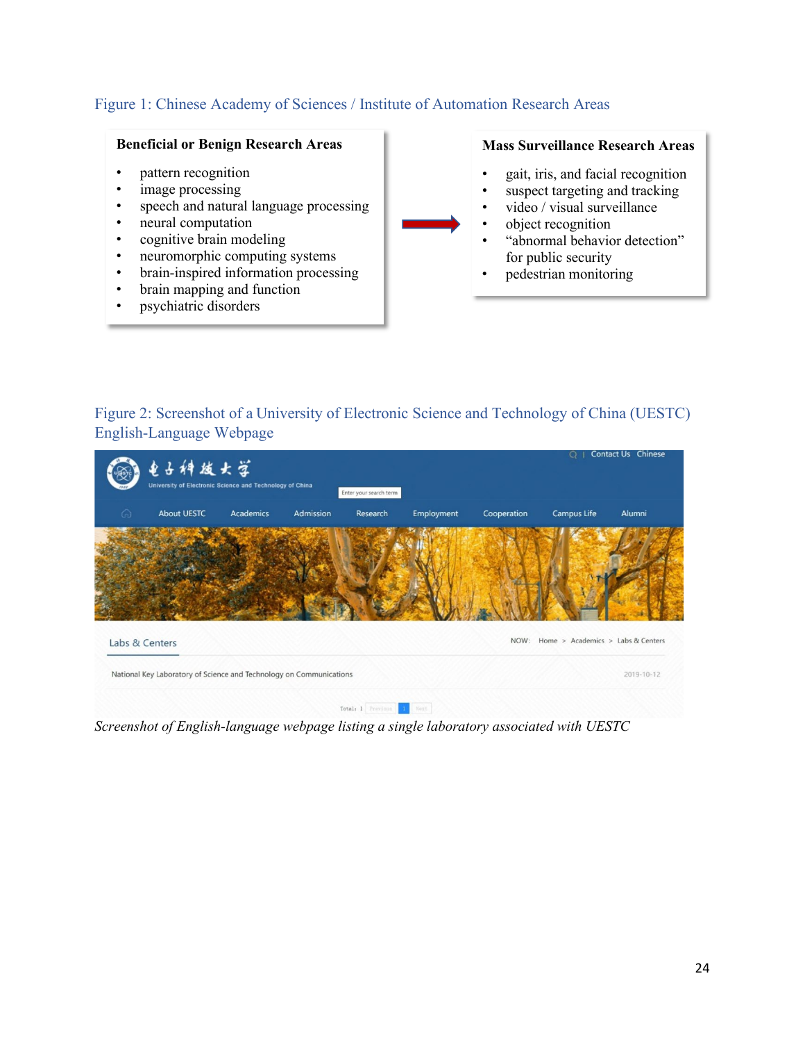Figure 1: Chinese Academy of Sciences / Institute of Automation Research Areas

**Beneficial or Benign Research Areas**

- pattern recognition
- image processing
- speech and natural language processing
- neural computation
- cognitive brain modeling
- neuromorphic computing systems
- brain-inspired information processing
- brain mapping and function
- psychiatric disorders

→

**Mass Surveillance Research Areas**

- gait, iris, and facial recognition
- suspect targeting and tracking
- video / visual surveillance
- object recognition
- "abnormal behavior detection" for public security
- pedestrian monitoring

Figure 2: Screenshot of a University of Electronic Science and Technology of China (UESTC) English-Language Webpage

*Screenshot of English-language webpage listing a single laboratory associated with UESTC*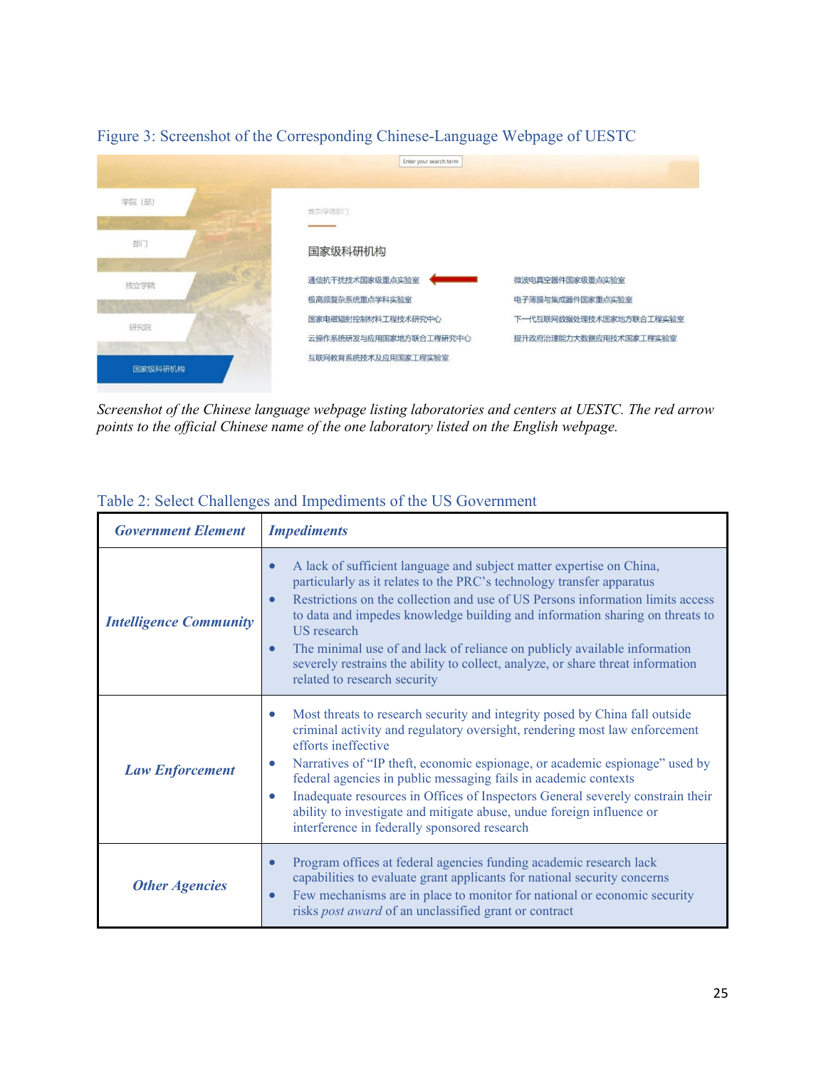Figure 3: Screenshot of the Corresponding Chinese-Language Webpage of UESTC

*Screenshot of the Chinese language webpage listing laboratories and centers at UESTC. The red arrow points to the official Chinese name of the one laboratory listed on the English webpage.*

Table 2: Select Challenges and Impediments of the US Government

| ***Government Element*** | ***Impediments*** |
|---|---|
| ***Intelligence Community*** | • A lack of sufficient language and subject matter expertise on China, particularly as it relates to the PRC's technology transfer apparatus<br>• Restrictions on the collection and use of US Persons information limits access to data and impedes knowledge building and information sharing on threats to US research<br>• The minimal use of and lack of reliance on publicly available information severely restrains the ability to collect, analyze, or share threat information related to research security |
| ***Law Enforcement*** | • Most threats to research security and integrity posed by China fall outside criminal activity and regulatory oversight, rendering most law enforcement efforts ineffective<br>• Narratives of "IP theft, economic espionage, or academic espionage" used by federal agencies in public messaging fails in academic contexts<br>• Inadequate resources in Offices of Inspectors General severely constrain their ability to investigate and mitigate abuse, undue foreign influence or interference in federally sponsored research |
| ***Other Agencies*** | • Program offices at federal agencies funding academic research lack capabilities to evaluate grant applicants for national security concerns<br>• Few mechanisms are in place to monitor for national or economic security risks *post award* of an unclassified grant or contract |